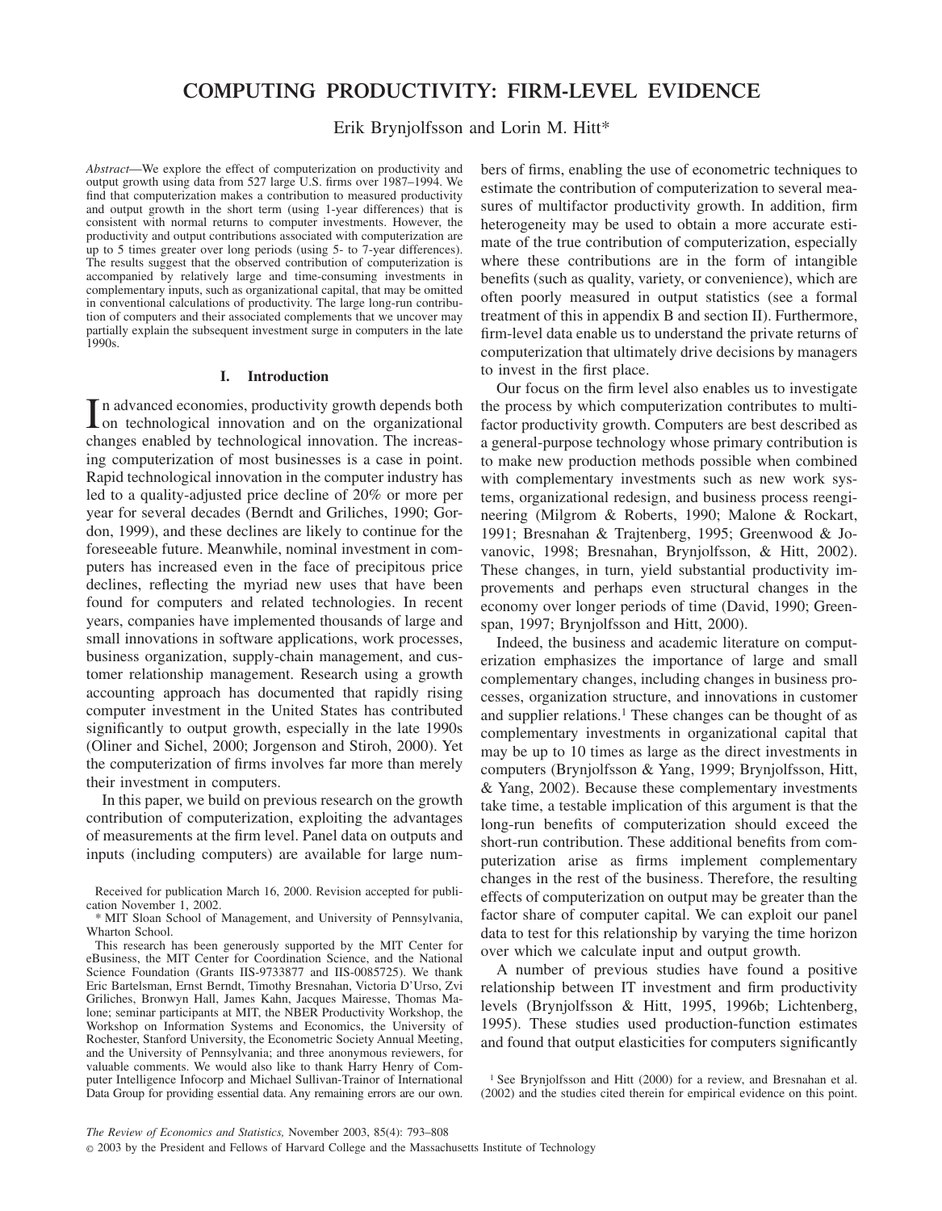# COMPUTING PRODUCTIVITY: FIRM-LEVEL EVIDENCE

Erik Brynjolfsson and Lorin M. Hitt*

*Abstract*—We explore the effect of computerization on productivity and output growth using data from 527 large U.S. firms over 1987–1994. We find that computerization makes a contribution to measured productivity and output growth in the short term (using 1-year differences) that is consistent with normal returns to computer investments. However, the productivity and output contributions associated with computerization are up to 5 times greater over long periods (using 5- to 7-year differences). The results suggest that the observed contribution of computerization is accompanied by relatively large and time-consuming investments in complementary inputs, such as organizational capital, that may be omitted in conventional calculations of productivity. The large long-run contribution of computers and their associated complements that we uncover may partially explain the subsequent investment surge in computers in the late 1990s.

## I. Introduction

In advanced economies, productivity growth depends both on technological innovation and on the organizational changes enabled by technological innovation. The increasing computerization of most businesses is a case in point. Rapid technological innovation in the computer industry has led to a quality-adjusted price decline of 20% or more per year for several decades (Berndt and Griliches, 1990; Gordon, 1999), and these declines are likely to continue for the foreseeable future. Meanwhile, nominal investment in computers has increased even in the face of precipitous price declines, reflecting the myriad new uses that have been found for computers and related technologies. In recent years, companies have implemented thousands of large and small innovations in software applications, work processes, business organization, supply-chain management, and customer relationship management. Research using a growth accounting approach has documented that rapidly rising computer investment in the United States has contributed significantly to output growth, especially in the late 1990s (Oliner and Sichel, 2000; Jorgenson and Stiroh, 2000). Yet the computerization of firms involves far more than merely their investment in computers.

In this paper, we build on previous research on the growth contribution of computerization, exploiting the advantages of measurements at the firm level. Panel data on outputs and inputs (including computers) are available for large numbers of firms, enabling the use of econometric techniques to estimate the contribution of computerization to several measures of multifactor productivity growth. In addition, firm heterogeneity may be used to obtain a more accurate estimate of the true contribution of computerization, especially where these contributions are in the form of intangible benefits (such as quality, variety, or convenience), which are often poorly measured in output statistics (see a formal treatment of this in appendix B and section II). Furthermore, firm-level data enable us to understand the private returns of computerization that ultimately drive decisions by managers to invest in the first place.

Our focus on the firm level also enables us to investigate the process by which computerization contributes to multifactor productivity growth. Computers are best described as a general-purpose technology whose primary contribution is to make new production methods possible when combined with complementary investments such as new work systems, organizational redesign, and business process reengineering (Milgrom & Roberts, 1990; Malone & Rockart, 1991; Bresnahan & Trajtenberg, 1995; Greenwood & Jovanovic, 1998; Bresnahan, Brynjolfsson, & Hitt, 2002). These changes, in turn, yield substantial productivity improvements and perhaps even structural changes in the economy over longer periods of time (David, 1990; Greenspan, 1997; Brynjolfsson and Hitt, 2000).

Indeed, the business and academic literature on computerization emphasizes the importance of large and small complementary changes, including changes in business processes, organization structure, and innovations in customer and supplier relations.[1] These changes can be thought of as complementary investments in organizational capital that may be up to 10 times as large as the direct investments in computers (Brynjolfsson & Yang, 1999; Brynjolfsson, Hitt, & Yang, 2002). Because these complementary investments take time, a testable implication of this argument is that the long-run benefits of computerization should exceed the short-run contribution. These additional benefits from computerization arise as firms implement complementary changes in the rest of the business. Therefore, the resulting effects of computerization on output may be greater than the factor share of computer capital. We can exploit our panel data to test for this relationship by varying the time horizon over which we calculate input and output growth.

A number of previous studies have found a positive relationship between IT investment and firm productivity levels (Brynjolfsson & Hitt, 1995, 1996b; Lichtenberg, 1995). These studies used production-function estimates and found that output elasticities for computers significantly

Received for publication March 16, 2000. Revision accepted for publication November 1, 2002.

\* MIT Sloan School of Management, and University of Pennsylvania, Wharton School.

This research has been generously supported by the MIT Center for eBusiness, the MIT Center for Coordination Science, and the National Science Foundation (Grants IIS-9733877 and IIS-0085725). We thank Eric Bartelsman, Ernst Berndt, Timothy Bresnahan, Victoria D'Urso, Zvi Griliches, Bronwyn Hall, James Kahn, Jacques Mairesse, Thomas Malone; seminar participants at MIT, the NBER Productivity Workshop, the Workshop on Information Systems and Economics, the University of Rochester, Stanford University, the Econometric Society Annual Meeting, and the University of Pennsylvania; and three anonymous reviewers, for valuable comments. We would also like to thank Harry Henry of Computer Intelligence Infocorp and Michael Sullivan-Trainor of International Data Group for providing essential data. Any remaining errors are our own.

[1] See Brynjolfsson and Hitt (2000) for a review, and Bresnahan et al. (2002) and the studies cited therein for empirical evidence on this point.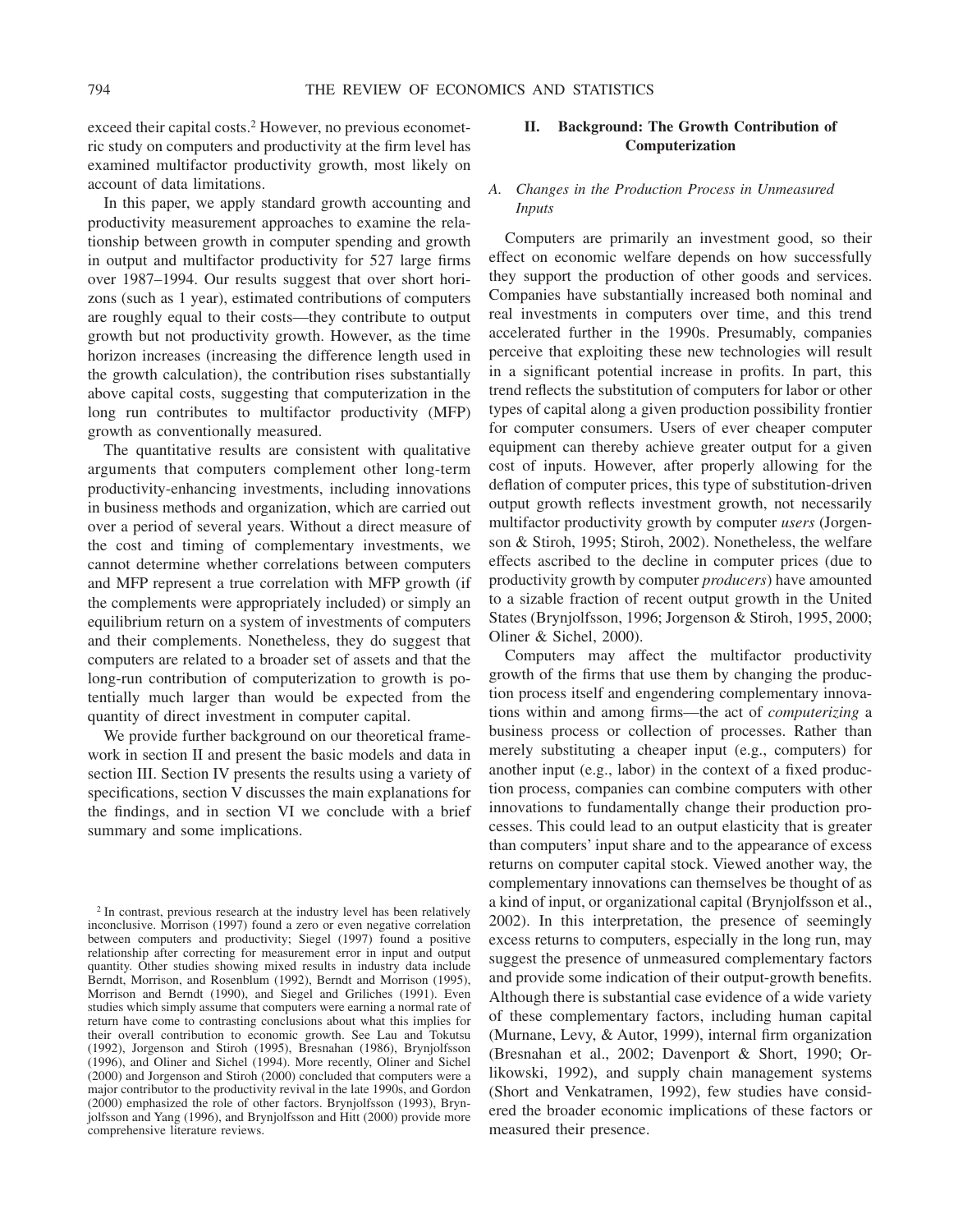exceed their capital costs.[2] However, no previous econometric study on computers and productivity at the firm level has examined multifactor productivity growth, most likely on account of data limitations.

In this paper, we apply standard growth accounting and productivity measurement approaches to examine the relationship between growth in computer spending and growth in output and multifactor productivity for 527 large firms over 1987–1994. Our results suggest that over short horizons (such as 1 year), estimated contributions of computers are roughly equal to their costs—they contribute to output growth but not productivity growth. However, as the time horizon increases (increasing the difference length used in the growth calculation), the contribution rises substantially above capital costs, suggesting that computerization in the long run contributes to multifactor productivity (MFP) growth as conventionally measured.

The quantitative results are consistent with qualitative arguments that computers complement other long-term productivity-enhancing investments, including innovations in business methods and organization, which are carried out over a period of several years. Without a direct measure of the cost and timing of complementary investments, we cannot determine whether correlations between computers and MFP represent a true correlation with MFP growth (if the complements were appropriately included) or simply an equilibrium return on a system of investments of computers and their complements. Nonetheless, they do suggest that computers are related to a broader set of assets and that the long-run contribution of computerization to growth is potentially much larger than would be expected from the quantity of direct investment in computer capital.

We provide further background on our theoretical framework in section II and present the basic models and data in section III. Section IV presents the results using a variety of specifications, section V discusses the main explanations for the findings, and in section VI we conclude with a brief summary and some implications.

## II. Background: The Growth Contribution of Computerization

### A. *Changes in the Production Process in Unmeasured Inputs*

Computers are primarily an investment good, so their effect on economic welfare depends on how successfully they support the production of other goods and services. Companies have substantially increased both nominal and real investments in computers over time, and this trend accelerated further in the 1990s. Presumably, companies perceive that exploiting these new technologies will result in a significant potential increase in profits. In part, this trend reflects the substitution of computers for labor or other types of capital along a given production possibility frontier for computer consumers. Users of ever cheaper computer equipment can thereby achieve greater output for a given cost of inputs. However, after properly allowing for the deflation of computer prices, this type of substitution-driven output growth reflects investment growth, not necessarily multifactor productivity growth by computer *users* (Jorgenson & Stiroh, 1995; Stiroh, 2002). Nonetheless, the welfare effects ascribed to the decline in computer prices (due to productivity growth by computer *producers*) have amounted to a sizable fraction of recent output growth in the United States (Brynjolfsson, 1996; Jorgenson & Stiroh, 1995, 2000; Oliner & Sichel, 2000).

Computers may affect the multifactor productivity growth of the firms that use them by changing the production process itself and engendering complementary innovations within and among firms—the act of *computerizing* a business process or collection of processes. Rather than merely substituting a cheaper input (e.g., computers) for another input (e.g., labor) in the context of a fixed production process, companies can combine computers with other innovations to fundamentally change their production processes. This could lead to an output elasticity that is greater than computers' input share and to the appearance of excess returns on computer capital stock. Viewed another way, the complementary innovations can themselves be thought of as a kind of input, or organizational capital (Brynjolfsson et al., 2002). In this interpretation, the presence of seemingly excess returns to computers, especially in the long run, may suggest the presence of unmeasured complementary factors and provide some indication of their output-growth benefits. Although there is substantial case evidence of a wide variety of these complementary factors, including human capital (Murnane, Levy, & Autor, 1999), internal firm organization (Bresnahan et al., 2002; Davenport & Short, 1990; Orlikowski, 1992), and supply chain management systems (Short and Venkatramen, 1992), few studies have considered the broader economic implications of these factors or measured their presence.

[2] In contrast, previous research at the industry level has been relatively inconclusive. Morrison (1997) found a zero or even negative correlation between computers and productivity; Siegel (1997) found a positive relationship after correcting for measurement error in input and output quantity. Other studies showing mixed results in industry data include Berndt, Morrison, and Rosenblum (1992), Berndt and Morrison (1995), Morrison and Berndt (1990), and Siegel and Griliches (1991). Even studies which simply assume that computers were earning a normal rate of return have come to contrasting conclusions about what this implies for their overall contribution to economic growth. See Lau and Tokutsu (1992), Jorgenson and Stiroh (1995), Bresnahan (1986), Brynjolfsson (1996), and Oliner and Sichel (1994). More recently, Oliner and Sichel (2000) and Jorgenson and Stiroh (2000) concluded that computers were a major contributor to the productivity revival in the late 1990s, and Gordon (2000) emphasized the role of other factors. Brynjolfsson (1993), Brynjolfsson and Yang (1996), and Brynjolfsson and Hitt (2000) provide more comprehensive literature reviews.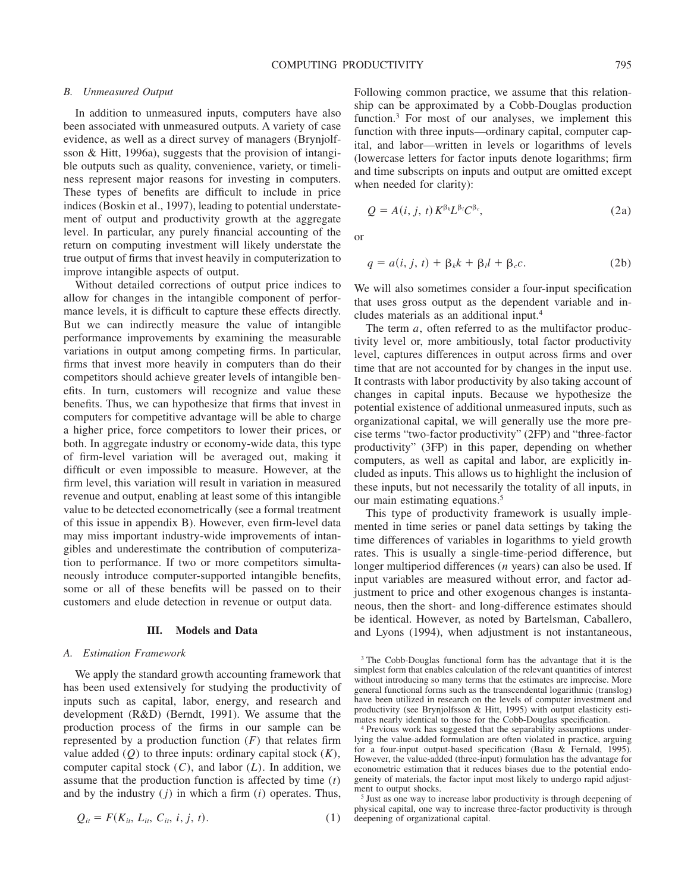### B. Unmeasured Output

In addition to unmeasured inputs, computers have also been associated with unmeasured outputs. A variety of case evidence, as well as a direct survey of managers (Brynjolfsson & Hitt, 1996a), suggests that the provision of intangible outputs such as quality, convenience, variety, or timeliness represent major reasons for investing in computers. These types of benefits are difficult to include in price indices (Boskin et al., 1997), leading to potential understatement of output and productivity growth at the aggregate level. In particular, any purely financial accounting of the return on computing investment will likely understate the true output of firms that invest heavily in computerization to improve intangible aspects of output.

Without detailed corrections of output price indices to allow for changes in the intangible component of performance levels, it is difficult to capture these effects directly. But we can indirectly measure the value of intangible performance improvements by examining the measurable variations in output among competing firms. In particular, firms that invest more heavily in computers than do their competitors should achieve greater levels of intangible benefits. In turn, customers will recognize and value these benefits. Thus, we can hypothesize that firms that invest in computers for competitive advantage will be able to charge a higher price, force competitors to lower their prices, or both. In aggregate industry or economy-wide data, this type of firm-level variation will be averaged out, making it difficult or even impossible to measure. However, at the firm level, this variation will result in variation in measured revenue and output, enabling at least some of this intangible value to be detected econometrically (see a formal treatment of this issue in appendix B). However, even firm-level data may miss important industry-wide improvements of intangibles and underestimate the contribution of computerization to performance. If two or more competitors simultaneously introduce computer-supported intangible benefits, some or all of these benefits will be passed on to their customers and elude detection in revenue or output data.

## III. Models and Data

### A. Estimation Framework

We apply the standard growth accounting framework that has been used extensively for studying the productivity of inputs such as capital, labor, energy, and research and development (R&D) (Berndt, 1991). We assume that the production process of the firms in our sample can be represented by a production function ($F$) that relates firm value added ($Q$) to three inputs: ordinary capital stock ($K$), computer capital stock ($C$), and labor ($L$). In addition, we assume that the production function is affected by time ($t$) and by the industry ($j$) in which a firm ($i$) operates. Thus,

$$Q_{it} = F(K_{it}, L_{it}, C_{it}, i, j, t). \tag{1}$$

Following common practice, we assume that this relationship can be approximated by a Cobb-Douglas production function.[3] For most of our analyses, we implement this function with three inputs—ordinary capital, computer capital, and labor—written in levels or logarithms of levels (lowercase letters for factor inputs denote logarithms; firm and time subscripts on inputs and output are omitted except when needed for clarity):

$$Q = A(i, j, t)\, K^{\beta_k} L^{\beta_l} C^{\beta_c}, \tag{2a}$$

or

$$q = a(i, j, t) + \beta_k k + \beta_l l + \beta_c c. \tag{2b}$$

We will also sometimes consider a four-input specification that uses gross output as the dependent variable and includes materials as an additional input.[4]

The term $a$, often referred to as the multifactor productivity level or, more ambitiously, total factor productivity level, captures differences in output across firms and over time that are not accounted for by changes in the input use. It contrasts with labor productivity by also taking account of changes in capital inputs. Because we hypothesize the potential existence of additional unmeasured inputs, such as organizational capital, we will generally use the more precise terms "two-factor productivity" (2FP) and "three-factor productivity" (3FP) in this paper, depending on whether computers, as well as capital and labor, are explicitly included as inputs. This allows us to highlight the inclusion of these inputs, but not necessarily the totality of all inputs, in our main estimating equations.[5]

This type of productivity framework is usually implemented in time series or panel data settings by taking the time differences of variables in logarithms to yield growth rates. This is usually a single-time-period difference, but longer multiperiod differences ($n$ years) can also be used. If input variables are measured without error, and factor adjustment to price and other exogenous changes is instantaneous, then the short- and long-difference estimates should be identical. However, as noted by Bartelsman, Caballero, and Lyons (1994), when adjustment is not instantaneous,

[3] The Cobb-Douglas functional form has the advantage that it is the simplest form that enables calculation of the relevant quantities of interest without introducing so many terms that the estimates are imprecise. More general functional forms such as the transcendental logarithmic (translog) have been utilized in research on the levels of computer investment and productivity (see Brynjolfsson & Hitt, 1995) with output elasticity estimates nearly identical to those for the Cobb-Douglas specification.

[4] Previous work has suggested that the separability assumptions underlying the value-added formulation are often violated in practice, arguing for a four-input output-based specification (Basu & Fernald, 1995). However, the value-added (three-input) formulation has the advantage for econometric estimation that it reduces biases due to the potential endogeneity of materials, the factor input most likely to undergo rapid adjustment to output shocks.

[5] Just as one way to increase labor productivity is through deepening of physical capital, one way to increase three-factor productivity is through deepening of organizational capital.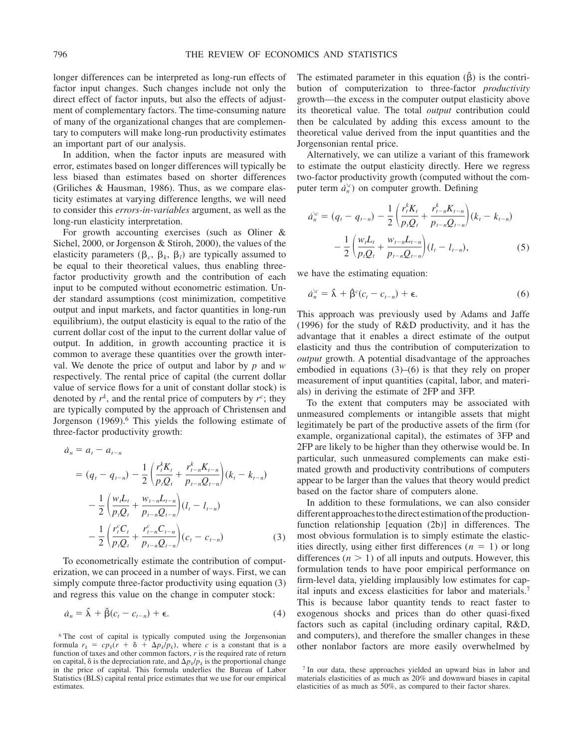longer differences can be interpreted as long-run effects of factor input changes. Such changes include not only the direct effect of factor inputs, but also the effects of adjustment of complementary factors. The time-consuming nature of many of the organizational changes that are complementary to computers will make long-run productivity estimates an important part of our analysis.

In addition, when the factor inputs are measured with error, estimates based on longer differences will typically be less biased than estimates based on shorter differences (Griliches & Hausman, 1986). Thus, as we compare elasticity estimates at varying difference lengths, we will need to consider this *errors-in-variables* argument, as well as the long-run elasticity interpretation.

For growth accounting exercises (such as Oliner & Sichel, 2000, or Jorgenson & Stiroh, 2000), the values of the elasticity parameters ($\beta_c$, $\beta_k$, $\beta_l$) are typically assumed to be equal to their theoretical values, thus enabling three-factor productivity growth and the contribution of each input to be computed without econometric estimation. Under standard assumptions (cost minimization, competitive output and input markets, and factor quantities in long-run equilibrium), the output elasticity is equal to the ratio of the current dollar cost of the input to the current dollar value of output. In addition, in growth accounting practice it is common to average these quantities over the growth interval. We denote the price of output and labor by $p$ and $w$ respectively. The rental price of capital (the current dollar value of service flows for a unit of constant dollar stock) is denoted by $r^k$, and the rental price of computers by $r^c$; they are typically computed by the approach of Christensen and Jorgenson (1969).[6] This yields the following estimate of three-factor productivity growth:

$$
\begin{aligned}
\dot{a}_n &= a_t - a_{t-n} \\
&= (q_t - q_{t-n}) - \frac{1}{2}\left(\frac{r_t^k K_t}{p_t Q_t} + \frac{r_{t-n}^k K_{t-n}}{p_{t-n} Q_{t-n}}\right)(k_t - k_{t-n}) \\
&\quad - \frac{1}{2}\left(\frac{w_t L_t}{p_t Q_t} + \frac{w_{t-n} L_{t-n}}{p_{t-n} Q_{t-n}}\right)(l_t - l_{t-n}) \\
&\quad - \frac{1}{2}\left(\frac{r_t^c C_t}{p_t Q_t} + \frac{r_{t-n}^c C_{t-n}}{p_{t-n} Q_{t-n}}\right)(c_t - c_{t-n}) \qquad (3)
\end{aligned}
$$

To econometrically estimate the contribution of computerization, we can proceed in a number of ways. First, we can simply compute three-factor productivity using equation (3) and regress this value on the change in computer stock:

$$
\dot{a}_n = \hat{\lambda} + \hat{\beta}(c_t - c_{t-n}) + \epsilon. \qquad (4)
$$

The estimated parameter in this equation ($\hat{\beta}$) is the contribution of computerization to three-factor *productivity* growth—the excess in the computer output elasticity above its theoretical value. The total *output* contribution could then be calculated by adding this excess amount to the theoretical value derived from the input quantities and the Jorgensonian rental price.

Alternatively, we can utilize a variant of this framework to estimate the output elasticity directly. Here we regress two-factor productivity growth (computed without the computer term $\dot{a}_n^{\setminus c}$) on computer growth. Defining

$$
\begin{aligned}
\dot{a}_n^{\setminus c} &= (q_t - q_{t-n}) - \frac{1}{2}\left(\frac{r_t^k K_t}{p_t Q_t} + \frac{r_{t-n}^k K_{t-n}}{p_{t-n} Q_{t-n}}\right)(k_t - k_{t-n}) \\
&\quad - \frac{1}{2}\left(\frac{w_t L_t}{p_t Q_t} + \frac{w_{t-n} L_{t-n}}{p_{t-n} Q_{t-n}}\right)(l_t - l_{t-n}), \qquad (5)
\end{aligned}
$$

we have the estimating equation:

$$
\dot{a}_n^{\setminus c} = \hat{\lambda} + \hat{\beta}^c(c_t - c_{t-n}) + \epsilon. \qquad (6)
$$

This approach was previously used by Adams and Jaffe (1996) for the study of R&D productivity, and it has the advantage that it enables a direct estimate of the output elasticity and thus the contribution of computerization to *output* growth. A potential disadvantage of the approaches embodied in equations (3)–(6) is that they rely on proper measurement of input quantities (capital, labor, and materials) in deriving the estimate of 2FP and 3FP.

To the extent that computers may be associated with unmeasured complements or intangible assets that might legitimately be part of the productive assets of the firm (for example, organizational capital), the estimates of 3FP and 2FP are likely to be higher than they otherwise would be. In particular, such unmeasured complements can make estimated growth and productivity contributions of computers appear to be larger than the values that theory would predict based on the factor share of computers alone.

In addition to these formulations, we can also consider different approaches to the direct estimation of the production-function relationship [equation (2b)] in differences. The most obvious formulation is to simply estimate the elasticities directly, using either first differences ($n = 1$) or long differences ($n > 1$) of all inputs and outputs. However, this formulation tends to have poor empirical performance on firm-level data, yielding implausibly low estimates for capital inputs and excess elasticities for labor and materials.[7] This is because labor quantity tends to react faster to exogenous shocks and prices than do other quasi-fixed factors such as capital (including ordinary capital, R&D, and computers), and therefore the smaller changes in these other nonlabor factors are more easily overwhelmed by

[6] The cost of capital is typically computed using the Jorgensonian formula $r_k = cp_k(r + \delta + \Delta p_k/p_k)$, where $c$ is a constant that is a function of taxes and other common factors, $r$ is the required rate of return on capital, $\delta$ is the depreciation rate, and $\Delta p_k/p_k$ is the proportional change in the price of capital. This formula underlies the Bureau of Labor Statistics (BLS) capital rental price estimates that we use for our empirical estimates.

[7] In our data, these approaches yielded an upward bias in labor and materials elasticities of as much as 20% and downward biases in capital elasticities of as much as 50%, as compared to their factor shares.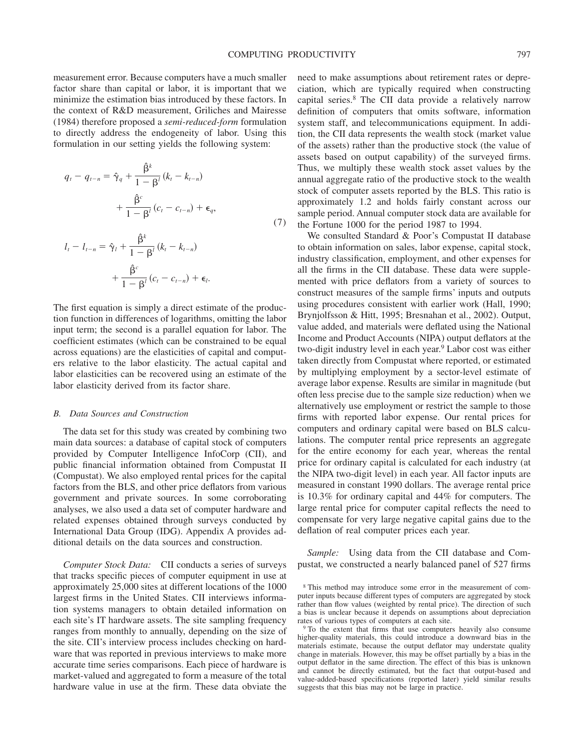measurement error. Because computers have a much smaller factor share than capital or labor, it is important that we minimize the estimation bias introduced by these factors. In the context of R&D measurement, Griliches and Mairesse (1984) therefore proposed a *semi-reduced-form* formulation to directly address the endogeneity of labor. Using this formulation in our setting yields the following system:

$$
\begin{aligned}
q_t - q_{t-n} &= \hat{\gamma}_q + \frac{\hat{\beta}^k}{1-\beta^l}(k_t - k_{t-n}) \\
&\quad + \frac{\hat{\beta}^c}{1-\beta^l}(c_t - c_{t-n}) + \epsilon_q, \\
l_t - l_{t-n} &= \hat{\gamma}_l + \frac{\hat{\beta}^k}{1-\beta^l}(k_t - k_{t-n}) \\
&\quad + \frac{\hat{\beta}^c}{1-\beta^l}(c_t - c_{t-n}) + \epsilon_l.
\end{aligned}
\tag{7}
$$

The first equation is simply a direct estimate of the production function in differences of logarithms, omitting the labor input term; the second is a parallel equation for labor. The coefficient estimates (which can be constrained to be equal across equations) are the elasticities of capital and computers relative to the labor elasticity. The actual capital and labor elasticities can be recovered using an estimate of the labor elasticity derived from its factor share.

### B. Data Sources and Construction

The data set for this study was created by combining two main data sources: a database of capital stock of computers provided by Computer Intelligence InfoCorp (CII), and public financial information obtained from Compustat II (Compustat). We also employed rental prices for the capital factors from the BLS, and other price deflators from various government and private sources. In some corroborating analyses, we also used a data set of computer hardware and related expenses obtained through surveys conducted by International Data Group (IDG). Appendix A provides additional details on the data sources and construction.

*Computer Stock Data:* CII conducts a series of surveys that tracks specific pieces of computer equipment in use at approximately 25,000 sites at different locations of the 1000 largest firms in the United States. CII interviews information systems managers to obtain detailed information on each site's IT hardware assets. The site sampling frequency ranges from monthly to annually, depending on the size of the site. CII's interview process includes checking on hardware that was reported in previous interviews to make more accurate time series comparisons. Each piece of hardware is market-valued and aggregated to form a measure of the total hardware value in use at the firm. These data obviate the need to make assumptions about retirement rates or depreciation, which are typically required when constructing capital series.[8] The CII data provide a relatively narrow definition of computers that omits software, information system staff, and telecommunications equipment. In addition, the CII data represents the wealth stock (market value of the assets) rather than the productive stock (the value of assets based on output capability) of the surveyed firms. Thus, we multiply these wealth stock asset values by the annual aggregate ratio of the productive stock to the wealth stock of computer assets reported by the BLS. This ratio is approximately 1.2 and holds fairly constant across our sample period. Annual computer stock data are available for the Fortune 1000 for the period 1987 to 1994.

We consulted Standard & Poor's Compustat II database to obtain information on sales, labor expense, capital stock, industry classification, employment, and other expenses for all the firms in the CII database. These data were supplemented with price deflators from a variety of sources to construct measures of the sample firms' inputs and outputs using procedures consistent with earlier work (Hall, 1990; Brynjolfsson & Hitt, 1995; Bresnahan et al., 2002). Output, value added, and materials were deflated using the National Income and Product Accounts (NIPA) output deflators at the two-digit industry level in each year.[9] Labor cost was either taken directly from Compustat where reported, or estimated by multiplying employment by a sector-level estimate of average labor expense. Results are similar in magnitude (but often less precise due to the sample size reduction) when we alternatively use employment or restrict the sample to those firms with reported labor expense. Our rental prices for computers and ordinary capital were based on BLS calculations. The computer rental price represents an aggregate for the entire economy for each year, whereas the rental price for ordinary capital is calculated for each industry (at the NIPA two-digit level) in each year. All factor inputs are measured in constant 1990 dollars. The average rental price is 10.3% for ordinary capital and 44% for computers. The large rental price for computer capital reflects the need to compensate for very large negative capital gains due to the deflation of real computer prices each year.

*Sample:* Using data from the CII database and Compustat, we constructed a nearly balanced panel of 527 firms

[8] This method may introduce some error in the measurement of computer inputs because different types of computers are aggregated by stock rather than flow values (weighted by rental price). The direction of such a bias is unclear because it depends on assumptions about depreciation rates of various types of computers at each site.

[9] To the extent that firms that use computers heavily also consume higher-quality materials, this could introduce a downward bias in the materials estimate, because the output deflator may understate quality change in materials. However, this may be offset partially by a bias in the output deflator in the same direction. The effect of this bias is unknown and cannot be directly estimated, but the fact that output-based and value-added-based specifications (reported later) yield similar results suggests that this bias may not be large in practice.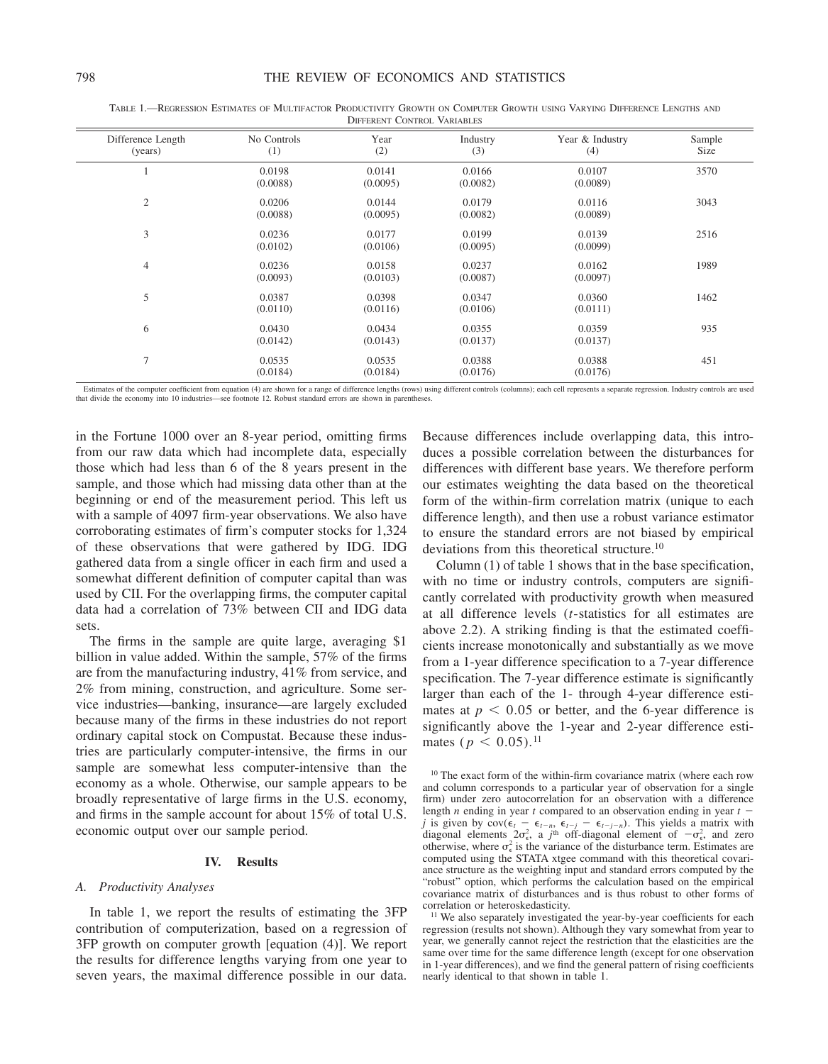TABLE 1.—REGRESSION ESTIMATES OF MULTIFACTOR PRODUCTIVITY GROWTH ON COMPUTER GROWTH USING VARYING DIFFERENCE LENGTHS AND DIFFERENT CONTROL VARIABLES

| Difference Length (years) | No Controls (1) | Year (2) | Industry (3) | Year & Industry (4) | Sample Size |
|---|---|---|---|---|---|
| 1 | 0.0198 | 0.0141 | 0.0166 | 0.0107 | 3570 |
| | (0.0088) | (0.0095) | (0.0082) | (0.0089) | |
| 2 | 0.0206 | 0.0144 | 0.0179 | 0.0116 | 3043 |
| | (0.0088) | (0.0095) | (0.0082) | (0.0089) | |
| 3 | 0.0236 | 0.0177 | 0.0199 | 0.0139 | 2516 |
| | (0.0102) | (0.0106) | (0.0095) | (0.0099) | |
| 4 | 0.0236 | 0.0158 | 0.0237 | 0.0162 | 1989 |
| | (0.0093) | (0.0103) | (0.0087) | (0.0097) | |
| 5 | 0.0387 | 0.0398 | 0.0347 | 0.0360 | 1462 |
| | (0.0110) | (0.0116) | (0.0106) | (0.0111) | |
| 6 | 0.0430 | 0.0434 | 0.0355 | 0.0359 | 935 |
| | (0.0142) | (0.0143) | (0.0137) | (0.0137) | |
| 7 | 0.0535 | 0.0535 | 0.0388 | 0.0388 | 451 |
| | (0.0184) | (0.0184) | (0.0176) | (0.0176) | |

Estimates of the computer coefficient from equation (4) are shown for a range of difference lengths (rows) using different controls (columns); each cell represents a separate regression. Industry controls are used that divide the economy into 10 industries—see footnote 12. Robust standard errors are shown in parentheses.

in the Fortune 1000 over an 8-year period, omitting firms from our raw data which had incomplete data, especially those which had less than 6 of the 8 years present in the sample, and those which had missing data other than at the beginning or end of the measurement period. This left us with a sample of 4097 firm-year observations. We also have corroborating estimates of firm's computer stocks for 1,324 of these observations that were gathered by IDG. IDG gathered data from a single officer in each firm and used a somewhat different definition of computer capital than was used by CII. For the overlapping firms, the computer capital data had a correlation of 73% between CII and IDG data sets.

The firms in the sample are quite large, averaging \$1 billion in value added. Within the sample, 57% of the firms are from the manufacturing industry, 41% from service, and 2% from mining, construction, and agriculture. Some service industries—banking, insurance—are largely excluded because many of the firms in these industries do not report ordinary capital stock on Compustat. Because these industries are particularly computer-intensive, the firms in our sample are somewhat less computer-intensive than the economy as a whole. Otherwise, our sample appears to be broadly representative of large firms in the U.S. economy, and firms in the sample account for about 15% of total U.S. economic output over our sample period.

## IV. Results

### A. Productivity Analyses

In table 1, we report the results of estimating the 3FP contribution of computerization, based on a regression of 3FP growth on computer growth [equation (4)]. We report the results for difference lengths varying from one year to seven years, the maximal difference possible in our data. Because differences include overlapping data, this introduces a possible correlation between the disturbances for differences with different base years. We therefore perform our estimates weighting the data based on the theoretical form of the within-firm correlation matrix (unique to each difference length), and then use a robust variance estimator to ensure the standard errors are not biased by empirical deviations from this theoretical structure.[10]

Column (1) of table 1 shows that in the base specification, with no time or industry controls, computers are significantly correlated with productivity growth when measured at all difference levels ($t$-statistics for all estimates are above 2.2). A striking finding is that the estimated coefficients increase monotonically and substantially as we move from a 1-year difference specification to a 7-year difference specification. The 7-year difference estimate is significantly larger than each of the 1- through 4-year difference estimates at $p < 0.05$ or better, and the 6-year difference is significantly above the 1-year and 2-year difference estimates ($p < 0.05$).[11]

[10] The exact form of the within-firm covariance matrix (where each row and column corresponds to a particular year of observation for a single firm) under zero autocorrelation for an observation with a difference length $n$ ending in year $t$ compared to an observation ending in year $t - j$ is given by $\text{cov}(\epsilon_t - \epsilon_{t-n}, \epsilon_{t-j} - \epsilon_{t-j-n})$. This yields a matrix with diagonal elements $2\sigma_\epsilon^2$, a $j^{\text{th}}$ off-diagonal element of $-\sigma_\epsilon^2$, and zero otherwise, where $\sigma_\epsilon^2$ is the variance of the disturbance term. Estimates are computed using the STATA xtgee command with this theoretical covariance structure as the weighting input and standard errors computed by the "robust" option, which performs the calculation based on the empirical covariance matrix of disturbances and is thus robust to other forms of correlation or heteroskedasticity.

[11] We also separately investigated the year-by-year coefficients for each regression (results not shown). Although they vary somewhat from year to year, we generally cannot reject the restriction that the elasticities are the same over time for the same difference length (except for one observation in 1-year differences), and we find the general pattern of rising coefficients nearly identical to that shown in table 1.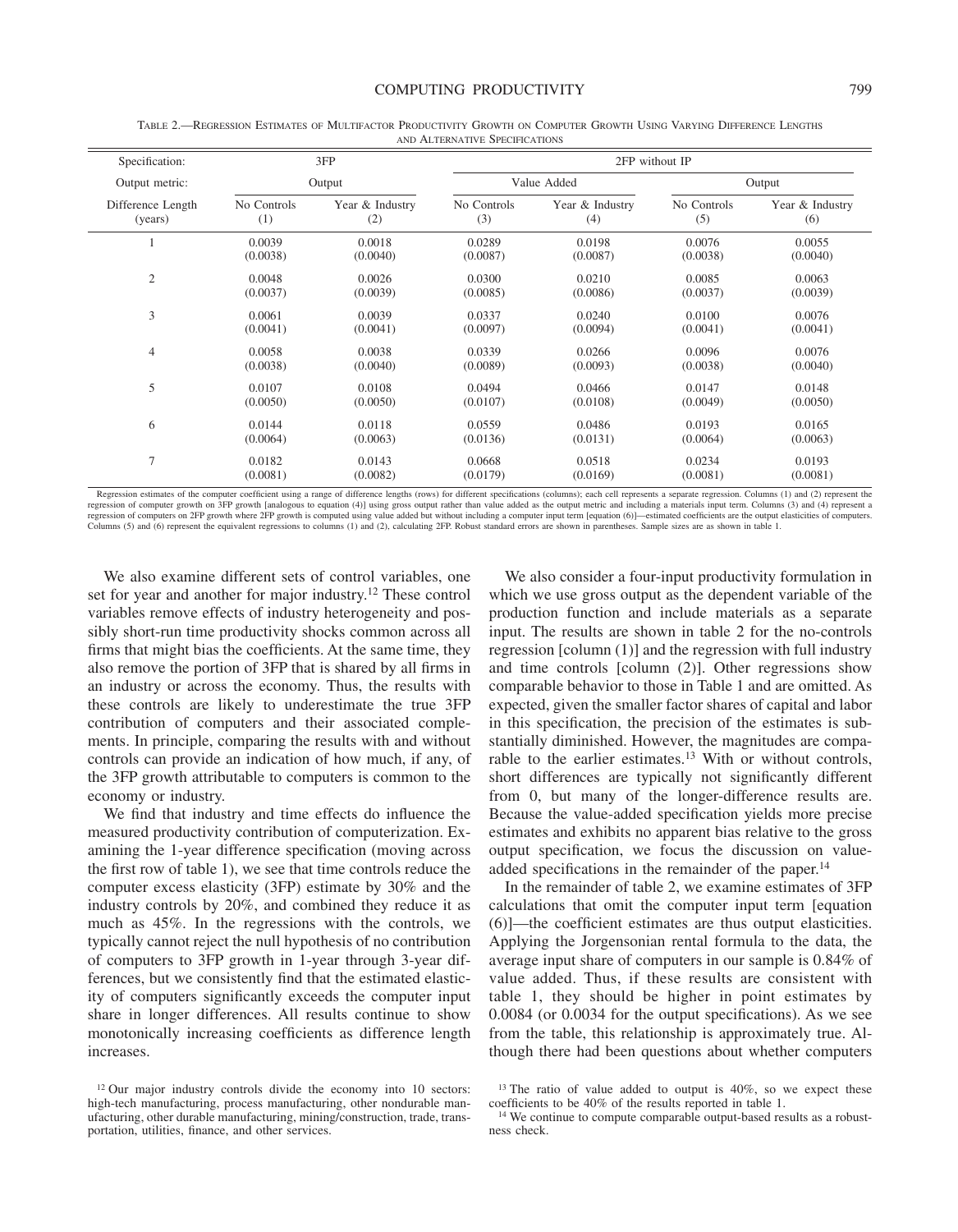Table 2.—Regression Estimates of Multifactor Productivity Growth on Computer Growth Using Varying Difference Lengths and Alternative Specifications

| Specification: | 3FP | | 2FP without IP | | | |
|---|---|---|---|---|---|---|
| Output metric: | Output | | Value Added | | Output | |
| Difference Length (years) | No Controls (1) | Year & Industry (2) | No Controls (3) | Year & Industry (4) | No Controls (5) | Year & Industry (6) |
| 1 | 0.0039 (0.0038) | 0.0018 (0.0040) | 0.0289 (0.0087) | 0.0198 (0.0087) | 0.0076 (0.0038) | 0.0055 (0.0040) |
| 2 | 0.0048 (0.0037) | 0.0026 (0.0039) | 0.0300 (0.0085) | 0.0210 (0.0086) | 0.0085 (0.0037) | 0.0063 (0.0039) |
| 3 | 0.0061 (0.0041) | 0.0039 (0.0041) | 0.0337 (0.0097) | 0.0240 (0.0094) | 0.0100 (0.0041) | 0.0076 (0.0041) |
| 4 | 0.0058 (0.0038) | 0.0038 (0.0040) | 0.0339 (0.0089) | 0.0266 (0.0093) | 0.0096 (0.0038) | 0.0076 (0.0040) |
| 5 | 0.0107 (0.0050) | 0.0108 (0.0050) | 0.0494 (0.0107) | 0.0466 (0.0108) | 0.0147 (0.0049) | 0.0148 (0.0050) |
| 6 | 0.0144 (0.0064) | 0.0118 (0.0063) | 0.0559 (0.0136) | 0.0486 (0.0131) | 0.0193 (0.0064) | 0.0165 (0.0063) |
| 7 | 0.0182 (0.0081) | 0.0143 (0.0082) | 0.0668 (0.0179) | 0.0518 (0.0169) | 0.0234 (0.0081) | 0.0193 (0.0081) |

Regression estimates of the computer coefficient using a range of difference lengths (rows) for different specifications (columns); each cell represents a separate regression. Columns (1) and (2) represent the regression of computer growth on 3FP growth [analogous to equation (4)] using gross output rather than value added as the output metric and including a materials input term. Columns (3) and (4) represent a regression of computers on 2FP growth where 2FP growth is computed using value added but without including a computer input term [equation (6)]—estimated coefficients are the output elasticities of computers. Columns (5) and (6) represent the equivalent regressions to columns (1) and (2), calculating 2FP. Robust standard errors are shown in parentheses. Sample sizes are as shown in table 1.

We also examine different sets of control variables, one set for year and another for major industry.[12] These control variables remove effects of industry heterogeneity and possibly short-run time productivity shocks common across all firms that might bias the coefficients. At the same time, they also remove the portion of 3FP that is shared by all firms in an industry or across the economy. Thus, the results with these controls are likely to underestimate the true 3FP contribution of computers and their associated complements. In principle, comparing the results with and without controls can provide an indication of how much, if any, of the 3FP growth attributable to computers is common to the economy or industry.

We find that industry and time effects do influence the measured productivity contribution of computerization. Examining the 1-year difference specification (moving across the first row of table 1), we see that time controls reduce the computer excess elasticity (3FP) estimate by 30% and the industry controls by 20%, and combined they reduce it as much as 45%. In the regressions with the controls, we typically cannot reject the null hypothesis of no contribution of computers to 3FP growth in 1-year through 3-year differences, but we consistently find that the estimated elasticity of computers significantly exceeds the computer input share in longer differences. All results continue to show monotonically increasing coefficients as difference length increases.

We also consider a four-input productivity formulation in which we use gross output as the dependent variable of the production function and include materials as a separate input. The results are shown in table 2 for the no-controls regression [column (1)] and the regression with full industry and time controls [column (2)]. Other regressions show comparable behavior to those in Table 1 and are omitted. As expected, given the smaller factor shares of capital and labor in this specification, the precision of the estimates is substantially diminished. However, the magnitudes are comparable to the earlier estimates.[13] With or without controls, short differences are typically not significantly different from 0, but many of the longer-difference results are. Because the value-added specification yields more precise estimates and exhibits no apparent bias relative to the gross output specification, we focus the discussion on value-added specifications in the remainder of the paper.[14]

In the remainder of table 2, we examine estimates of 3FP calculations that omit the computer input term [equation (6)]—the coefficient estimates are thus output elasticities. Applying the Jorgensonian rental formula to the data, the average input share of computers in our sample is 0.84% of value added. Thus, if these results are consistent with table 1, they should be higher in point estimates by 0.0084 (or 0.0034 for the output specifications). As we see from the table, this relationship is approximately true. Although there had been questions about whether computers

[12] Our major industry controls divide the economy into 10 sectors: high-tech manufacturing, process manufacturing, other nondurable manufacturing, other durable manufacturing, mining/construction, trade, transportation, utilities, finance, and other services.

[13] The ratio of value added to output is 40%, so we expect these coefficients to be 40% of the results reported in table 1.

[14] We continue to compute comparable output-based results as a robustness check.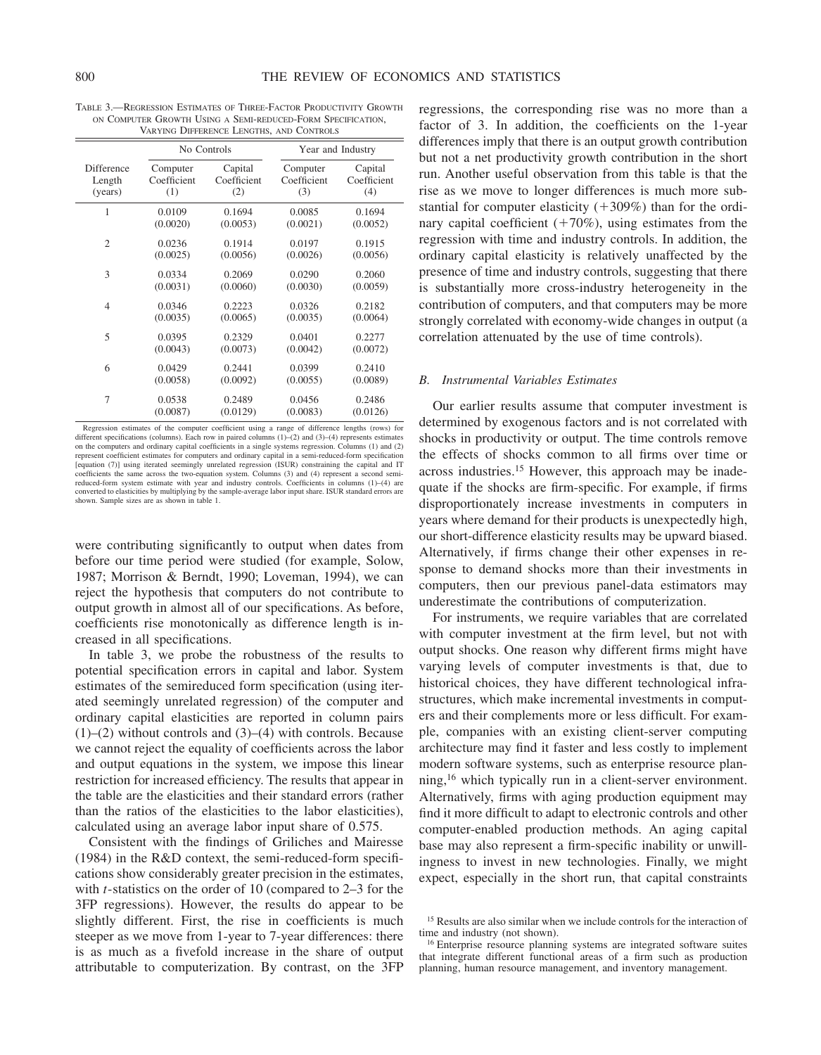TABLE 3.—REGRESSION ESTIMATES OF THREE-FACTOR PRODUCTIVITY GROWTH ON COMPUTER GROWTH USING A SEMI-REDUCED-FORM SPECIFICATION, VARYING DIFFERENCE LENGTHS, AND CONTROLS

| | No Controls | | Year and Industry | |
|---|---|---|---|---|
| Difference Length (years) | Computer Coefficient (1) | Capital Coefficient (2) | Computer Coefficient (3) | Capital Coefficient (4) |
| 1 | 0.0109 | 0.1694 | 0.0085 | 0.1694 |
| | (0.0020) | (0.0053) | (0.0021) | (0.0052) |
| 2 | 0.0236 | 0.1914 | 0.0197 | 0.1915 |
| | (0.0025) | (0.0056) | (0.0026) | (0.0056) |
| 3 | 0.0334 | 0.2069 | 0.0290 | 0.2060 |
| | (0.0031) | (0.0060) | (0.0030) | (0.0059) |
| 4 | 0.0346 | 0.2223 | 0.0326 | 0.2182 |
| | (0.0035) | (0.0065) | (0.0035) | (0.0064) |
| 5 | 0.0395 | 0.2329 | 0.0401 | 0.2277 |
| | (0.0043) | (0.0073) | (0.0042) | (0.0072) |
| 6 | 0.0429 | 0.2441 | 0.0399 | 0.2410 |
| | (0.0058) | (0.0092) | (0.0055) | (0.0089) |
| 7 | 0.0538 | 0.2489 | 0.0456 | 0.2486 |
| | (0.0087) | (0.0129) | (0.0083) | (0.0126) |

Regression estimates of the computer coefficient using a range of difference lengths (rows) for different specifications (columns). Each row in paired columns (1)–(2) and (3)–(4) represents estimates on the computers and ordinary capital coefficients in a single systems regression. Columns (1) and (2) represent coefficient estimates for computers and ordinary capital in a semi-reduced-form specification [equation (7)] using iterated seemingly unrelated regression (ISUR) constraining the capital and IT coefficients the same across the two-equation system. Columns (3) and (4) represent a second semi-reduced-form system estimate with year and industry controls. Coefficients in columns (1)–(4) are converted to elasticities by multiplying by the sample-average labor input share. ISUR standard errors are shown. Sample sizes are as shown in table 1.

were contributing significantly to output when dates from before our time period were studied (for example, Solow, 1987; Morrison & Berndt, 1990; Loveman, 1994), we can reject the hypothesis that computers do not contribute to output growth in almost all of our specifications. As before, coefficients rise monotonically as difference length is increased in all specifications.

In table 3, we probe the robustness of the results to potential specification errors in capital and labor. System estimates of the semireduced form specification (using iterated seemingly unrelated regression) of the computer and ordinary capital elasticities are reported in column pairs (1)–(2) without controls and (3)–(4) with controls. Because we cannot reject the equality of coefficients across the labor and output equations in the system, we impose this linear restriction for increased efficiency. The results that appear in the table are the elasticities and their standard errors (rather than the ratios of the elasticities to the labor elasticities), calculated using an average labor input share of 0.575.

Consistent with the findings of Griliches and Mairesse (1984) in the R&D context, the semi-reduced-form specifications show considerably greater precision in the estimates, with *t*-statistics on the order of 10 (compared to 2–3 for the 3FP regressions). However, the results do appear to be slightly different. First, the rise in coefficients is much steeper as we move from 1-year to 7-year differences: there is as much as a fivefold increase in the share of output attributable to computerization. By contrast, on the 3FP regressions, the corresponding rise was no more than a factor of 3. In addition, the coefficients on the 1-year differences imply that there is an output growth contribution but not a net productivity growth contribution in the short run. Another useful observation from this table is that the rise as we move to longer differences is much more substantial for computer elasticity (+309%) than for the ordinary capital coefficient (+70%), using estimates from the regression with time and industry controls. In addition, the ordinary capital elasticity is relatively unaffected by the presence of time and industry controls, suggesting that there is substantially more cross-industry heterogeneity in the contribution of computers, and that computers may be more strongly correlated with economy-wide changes in output (a correlation attenuated by the use of time controls).

### *B. Instrumental Variables Estimates*

Our earlier results assume that computer investment is determined by exogenous factors and is not correlated with shocks in productivity or output. The time controls remove the effects of shocks common to all firms over time or across industries.[15] However, this approach may be inadequate if the shocks are firm-specific. For example, if firms disproportionately increase investments in computers in years where demand for their products is unexpectedly high, our short-difference elasticity results may be upward biased. Alternatively, if firms change their other expenses in response to demand shocks more than their investments in computers, then our previous panel-data estimators may underestimate the contributions of computerization.

For instruments, we require variables that are correlated with computer investment at the firm level, but not with output shocks. One reason why different firms might have varying levels of computer investments is that, due to historical choices, they have different technological infrastructures, which make incremental investments in computers and their complements more or less difficult. For example, companies with an existing client-server computing architecture may find it faster and less costly to implement modern software systems, such as enterprise resource planning,[16] which typically run in a client-server environment. Alternatively, firms with aging production equipment may find it more difficult to adapt to electronic controls and other computer-enabled production methods. An aging capital base may also represent a firm-specific inability or unwillingness to invest in new technologies. Finally, we might expect, especially in the short run, that capital constraints

[15] Results are also similar when we include controls for the interaction of time and industry (not shown).

[16] Enterprise resource planning systems are integrated software suites that integrate different functional areas of a firm such as production planning, human resource management, and inventory management.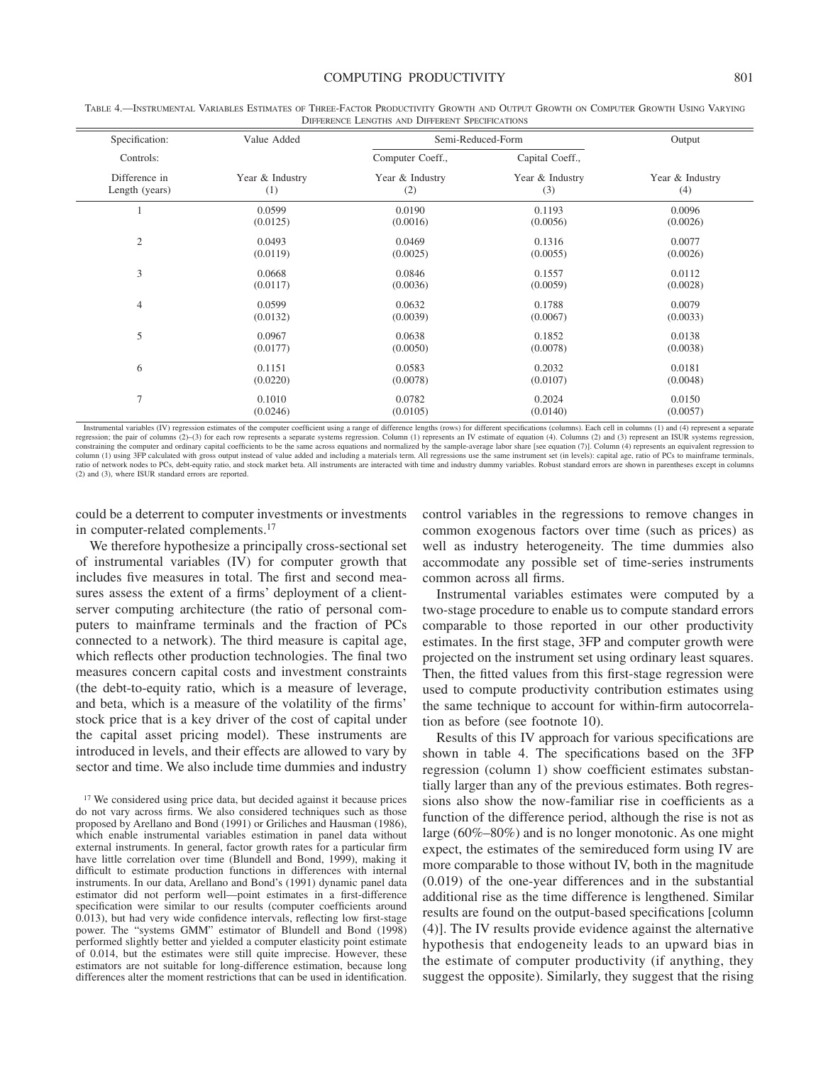Table 4.—Instrumental Variables Estimates of Three-Factor Productivity Growth and Output Growth on Computer Growth Using Varying Difference Lengths and Different Specifications

| Specification: | Value Added | Semi-Reduced-Form | | Output |
|---|---|---|---|---|
| Controls: | | Computer Coeff., | Capital Coeff., | |
| Difference in Length (years) | Year & Industry (1) | Year & Industry (2) | Year & Industry (3) | Year & Industry (4) |
| 1 | 0.0599 (0.0125) | 0.0190 (0.0016) | 0.1193 (0.0056) | 0.0096 (0.0026) |
| 2 | 0.0493 (0.0119) | 0.0469 (0.0025) | 0.1316 (0.0055) | 0.0077 (0.0026) |
| 3 | 0.0668 (0.0117) | 0.0846 (0.0036) | 0.1557 (0.0059) | 0.0112 (0.0028) |
| 4 | 0.0599 (0.0132) | 0.0632 (0.0039) | 0.1788 (0.0067) | 0.0079 (0.0033) |
| 5 | 0.0967 (0.0177) | 0.0638 (0.0050) | 0.1852 (0.0078) | 0.0138 (0.0038) |
| 6 | 0.1151 (0.0220) | 0.0583 (0.0078) | 0.2032 (0.0107) | 0.0181 (0.0048) |
| 7 | 0.1010 (0.0246) | 0.0782 (0.0105) | 0.2024 (0.0140) | 0.0150 (0.0057) |

Instrumental variables (IV) regression estimates of the computer coefficient using a range of difference lengths (rows) for different specifications (columns). Each cell in columns (1) and (4) represent a separate regression; the pair of columns (2)–(3) for each row represents a separate systems regression. Column (1) represents an IV estimate of equation (4). Columns (2) and (3) represent an ISUR systems regression, constraining the computer and ordinary capital coefficients to be the same across equations and normalized by the sample-average labor share [see equation (7)]. Column (4) represents an equivalent regression to column (1) using 3FP calculated with gross output instead of value added and including a materials term. All regressions use the same instrument set (in levels): capital age, ratio of PCs to mainframe terminals, ratio of network nodes to PCs, debt-equity ratio, and stock market beta. All instruments are interacted with time and industry dummy variables. Robust standard errors are shown in parentheses except in columns (2) and (3), where ISUR standard errors are reported.

could be a deterrent to computer investments or investments in computer-related complements.[17]

We therefore hypothesize a principally cross-sectional set of instrumental variables (IV) for computer growth that includes five measures in total. The first and second measures assess the extent of a firms' deployment of a client-server computing architecture (the ratio of personal computers to mainframe terminals and the fraction of PCs connected to a network). The third measure is capital age, which reflects other production technologies. The final two measures concern capital costs and investment constraints (the debt-to-equity ratio, which is a measure of leverage, and beta, which is a measure of the volatility of the firms' stock price that is a key driver of the cost of capital under the capital asset pricing model). These instruments are introduced in levels, and their effects are allowed to vary by sector and time. We also include time dummies and industry control variables in the regressions to remove changes in common exogenous factors over time (such as prices) as well as industry heterogeneity. The time dummies also accommodate any possible set of time-series instruments common across all firms.

Instrumental variables estimates were computed by a two-stage procedure to enable us to compute standard errors comparable to those reported in our other productivity estimates. In the first stage, 3FP and computer growth were projected on the instrument set using ordinary least squares. Then, the fitted values from this first-stage regression were used to compute productivity contribution estimates using the same technique to account for within-firm autocorrelation as before (see footnote 10).

Results of this IV approach for various specifications are shown in table 4. The specifications based on the 3FP regression (column 1) show coefficient estimates substantially larger than any of the previous estimates. Both regressions also show the now-familiar rise in coefficients as a function of the difference period, although the rise is not as large (60%–80%) and is no longer monotonic. As one might expect, the estimates of the semireduced form using IV are more comparable to those without IV, both in the magnitude (0.019) of the one-year differences and in the substantial additional rise as the time difference is lengthened. Similar results are found on the output-based specifications [column (4)]. The IV results provide evidence against the alternative hypothesis that endogeneity leads to an upward bias in the estimate of computer productivity (if anything, they suggest the opposite). Similarly, they suggest that the rising

[17] We considered using price data, but decided against it because prices do not vary across firms. We also considered techniques such as those proposed by Arellano and Bond (1991) or Griliches and Hausman (1986), which enable instrumental variables estimation in panel data without external instruments. In general, factor growth rates for a particular firm have little correlation over time (Blundell and Bond, 1999), making it difficult to estimate production functions in differences with internal instruments. In our data, Arellano and Bond's (1991) dynamic panel data estimator did not perform well—point estimates in a first-difference specification were similar to our results (computer coefficients around 0.013), but had very wide confidence intervals, reflecting low first-stage power. The "systems GMM" estimator of Blundell and Bond (1998) performed slightly better and yielded a computer elasticity point estimate of 0.014, but the estimates were still quite imprecise. However, these estimators are not suitable for long-difference estimation, because long differences alter the moment restrictions that can be used in identification.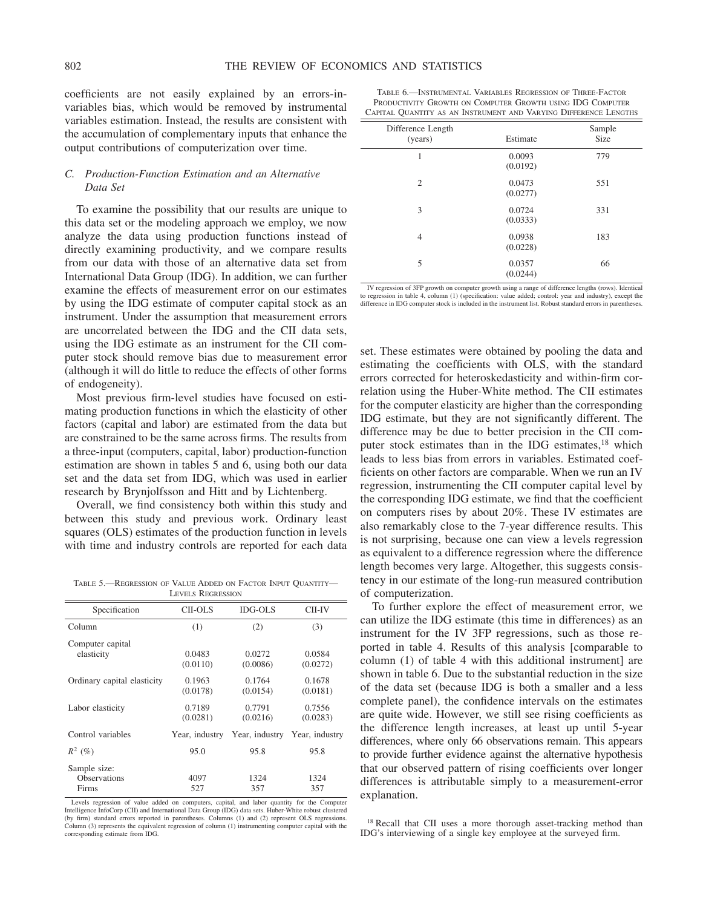coefficients are not easily explained by an errors-in-variables bias, which would be removed by instrumental variables estimation. Instead, the results are consistent with the accumulation of complementary inputs that enhance the output contributions of computerization over time.

### *C. Production-Function Estimation and an Alternative Data Set*

To examine the possibility that our results are unique to this data set or the modeling approach we employ, we now analyze the data using production functions instead of directly examining productivity, and we compare results from our data with those of an alternative data set from International Data Group (IDG). In addition, we can further examine the effects of measurement error on our estimates by using the IDG estimate of computer capital stock as an instrument. Under the assumption that measurement errors are uncorrelated between the IDG and the CII data sets, using the IDG estimate as an instrument for the CII computer stock should remove bias due to measurement error (although it will do little to reduce the effects of other forms of endogeneity).

Most previous firm-level studies have focused on estimating production functions in which the elasticity of other factors (capital and labor) are estimated from the data but are constrained to be the same across firms. The results from a three-input (computers, capital, labor) production-function estimation are shown in tables 5 and 6, using both our data set and the data set from IDG, which was used in earlier research by Brynjolfsson and Hitt and by Lichtenberg.

Overall, we find consistency both within this study and between this study and previous work. Ordinary least squares (OLS) estimates of the production function in levels with time and industry controls are reported for each data set. These estimates were obtained by pooling the data and estimating the coefficients with OLS, with the standard errors corrected for heteroskedasticity and within-firm correlation using the Huber-White method. The CII estimates for the computer elasticity are higher than the corresponding IDG estimate, but they are not significantly different. The difference may be due to better precision in the CII computer stock estimates than in the IDG estimates,[18] which leads to less bias from errors in variables. Estimated coefficients on other factors are comparable. When we run an IV regression, instrumenting the CII computer capital level by the corresponding IDG estimate, we find that the coefficient on computers rises by about 20%. These IV estimates are also remarkably close to the 7-year difference results. This is not surprising, because one can view a levels regression as equivalent to a difference regression where the difference length becomes very large. Altogether, this suggests consistency in our estimate of the long-run measured contribution of computerization.

Table 5.—Regression of Value Added on Factor Input Quantity—Levels Regression

| Specification | CII-OLS | IDG-OLS | CII-IV |
|---|---|---|---|
| Column | (1) | (2) | (3) |
| Computer capital elasticity | 0.0483 (0.0110) | 0.0272 (0.0086) | 0.0584 (0.0272) |
| Ordinary capital elasticity | 0.1963 (0.0178) | 0.1764 (0.0154) | 0.1678 (0.0181) |
| Labor elasticity | 0.7189 (0.0281) | 0.7791 (0.0216) | 0.7556 (0.0283) |
| Control variables | Year, industry | Year, industry | Year, industry |
| $R^2$ (%) | 95.0 | 95.8 | 95.8 |
| Sample size: Observations | 4097 | 1324 | 1324 |
| Firms | 527 | 357 | 357 |

Levels regression of value added on computers, capital, and labor quantity for the Computer Intelligence InfoCorp (CII) and International Data Group (IDG) data sets. Huber-White robust clustered (by firm) standard errors reported in parentheses. Columns (1) and (2) represent OLS regressions. Column (3) represents the equivalent regression of column (1) instrumenting computer capital with the corresponding estimate from IDG.

Table 6.—Instrumental Variables Regression of Three-Factor Productivity Growth on Computer Growth using IDG Computer Capital Quantity as an Instrument and Varying Difference Lengths

| Difference Length (years) | Estimate | Sample Size |
|---|---|---|
| 1 | 0.0093 (0.0192) | 779 |
| 2 | 0.0473 (0.0277) | 551 |
| 3 | 0.0724 (0.0333) | 331 |
| 4 | 0.0938 (0.0228) | 183 |
| 5 | 0.0357 (0.0244) | 66 |

IV regression of 3FP growth on computer growth using a range of difference lengths (rows). Identical to regression in table 4, column (1) (specification: value added; control: year and industry), except the difference in IDG computer stock is included in the instrument list. Robust standard errors in parentheses.

To further explore the effect of measurement error, we can utilize the IDG estimate (this time in differences) as an instrument for the IV 3FP regressions, such as those reported in table 4. Results of this analysis [comparable to column (1) of table 4 with this additional instrument] are shown in table 6. Due to the substantial reduction in the size of the data set (because IDG is both a smaller and a less complete panel), the confidence intervals on the estimates are quite wide. However, we still see rising coefficients as the difference length increases, at least up until 5-year differences, where only 66 observations remain. This appears to provide further evidence against the alternative hypothesis that our observed pattern of rising coefficients over longer differences is attributable simply to a measurement-error explanation.

[18] Recall that CII uses a more thorough asset-tracking method than IDG's interviewing of a single key employee at the surveyed firm.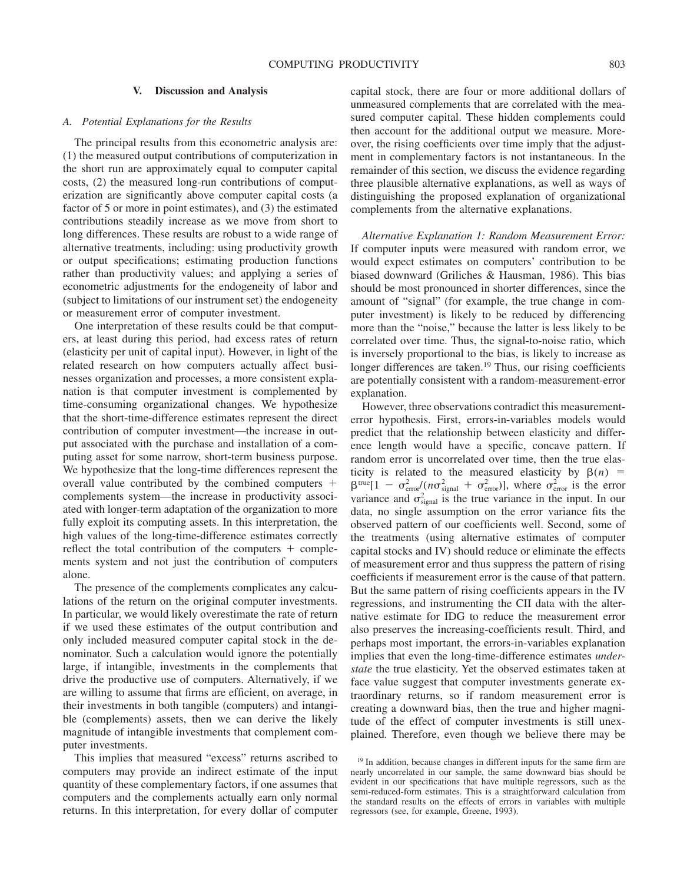## V. Discussion and Analysis

### A. Potential Explanations for the Results

The principal results from this econometric analysis are: (1) the measured output contributions of computerization in the short run are approximately equal to computer capital costs, (2) the measured long-run contributions of computerization are significantly above computer capital costs (a factor of 5 or more in point estimates), and (3) the estimated contributions steadily increase as we move from short to long differences. These results are robust to a wide range of alternative treatments, including: using productivity growth or output specifications; estimating production functions rather than productivity values; and applying a series of econometric adjustments for the endogeneity of labor and (subject to limitations of our instrument set) the endogeneity or measurement error of computer investment.

One interpretation of these results could be that computers, at least during this period, had excess rates of return (elasticity per unit of capital input). However, in light of the related research on how computers actually affect businesses organization and processes, a more consistent explanation is that computer investment is complemented by time-consuming organizational changes. We hypothesize that the short-time-difference estimates represent the direct contribution of computer investment—the increase in output associated with the purchase and installation of a computing asset for some narrow, short-term business purpose. We hypothesize that the long-time differences represent the overall value contributed by the combined computers + complements system—the increase in productivity associated with longer-term adaptation of the organization to more fully exploit its computing assets. In this interpretation, the high values of the long-time-difference estimates correctly reflect the total contribution of the computers + complements system and not just the contribution of computers alone.

The presence of the complements complicates any calculations of the return on the original computer investments. In particular, we would likely overestimate the rate of return if we used these estimates of the output contribution and only included measured computer capital stock in the denominator. Such a calculation would ignore the potentially large, if intangible, investments in the complements that drive the productive use of computers. Alternatively, if we are willing to assume that firms are efficient, on average, in their investments in both tangible (computers) and intangible (complements) assets, then we can derive the likely magnitude of intangible investments that complement computer investments.

This implies that measured "excess" returns ascribed to computers may provide an indirect estimate of the input quantity of these complementary factors, if one assumes that computers and the complements actually earn only normal returns. In this interpretation, for every dollar of computer capital stock, there are four or more additional dollars of unmeasured complements that are correlated with the measured computer capital. These hidden complements could then account for the additional output we measure. Moreover, the rising coefficients over time imply that the adjustment in complementary factors is not instantaneous. In the remainder of this section, we discuss the evidence regarding three plausible alternative explanations, as well as ways of distinguishing the proposed explanation of organizational complements from the alternative explanations.

*Alternative Explanation 1: Random Measurement Error:* If computer inputs were measured with random error, we would expect estimates on computers' contribution to be biased downward (Griliches & Hausman, 1986). This bias should be most pronounced in shorter differences, since the amount of "signal" (for example, the true change in computer investment) is likely to be reduced by differencing more than the "noise," because the latter is less likely to be correlated over time. Thus, the signal-to-noise ratio, which is inversely proportional to the bias, is likely to increase as longer differences are taken.[19] Thus, our rising coefficients are potentially consistent with a random-measurement-error explanation.

However, three observations contradict this measurement-error hypothesis. First, errors-in-variables models would predict that the relationship between elasticity and difference length would have a specific, concave pattern. If random error is uncorrelated over time, then the true elasticity is related to the measured elasticity by $\beta(n) = \beta^{\text{true}}[1 - \sigma^2_{\text{error}}/(n\sigma^2_{\text{signal}} + \sigma^2_{\text{error}})]$, where $\sigma^2_{\text{error}}$ is the error variance and $\sigma^2_{\text{signal}}$ is the true variance in the input. In our data, no single assumption on the error variance fits the observed pattern of our coefficients well. Second, some of the treatments (using alternative estimates of computer capital stocks and IV) should reduce or eliminate the effects of measurement error and thus suppress the pattern of rising coefficients if measurement error is the cause of that pattern. But the same pattern of rising coefficients appears in the IV regressions, and instrumenting the CII data with the alternative estimate for IDG to reduce the measurement error also preserves the increasing-coefficients result. Third, and perhaps most important, the errors-in-variables explanation implies that even the long-time-difference estimates *understate* the true elasticity. Yet the observed estimates taken at face value suggest that computer investments generate extraordinary returns, so if random measurement error is creating a downward bias, then the true and higher magnitude of the effect of computer investments is still unexplained. Therefore, even though we believe there may be

[19] In addition, because changes in different inputs for the same firm are nearly uncorrelated in our sample, the same downward bias should be evident in our specifications that have multiple regressors, such as the semi-reduced-form estimates. This is a straightforward calculation from the standard results on the effects of errors in variables with multiple regressors (see, for example, Greene, 1993).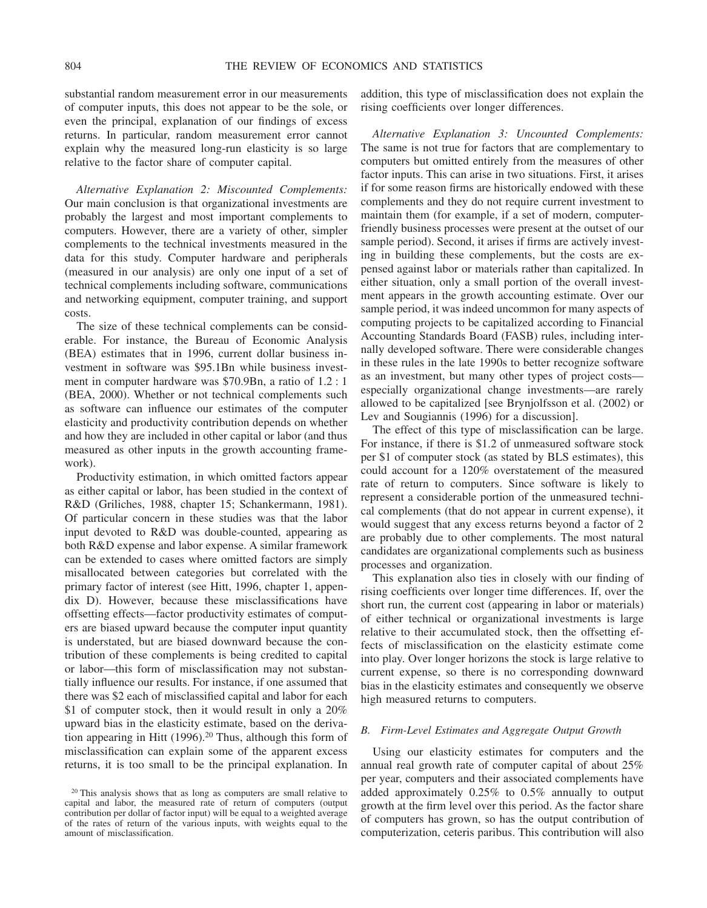substantial random measurement error in our measurements of computer inputs, this does not appear to be the sole, or even the principal, explanation of our findings of excess returns. In particular, random measurement error cannot explain why the measured long-run elasticity is so large relative to the factor share of computer capital.

*Alternative Explanation 2: Miscounted Complements:* Our main conclusion is that organizational investments are probably the largest and most important complements to computers. However, there are a variety of other, simpler complements to the technical investments measured in the data for this study. Computer hardware and peripherals (measured in our analysis) are only one input of a set of technical complements including software, communications and networking equipment, computer training, and support costs.

The size of these technical complements can be considerable. For instance, the Bureau of Economic Analysis (BEA) estimates that in 1996, current dollar business investment in software was \$95.1Bn while business investment in computer hardware was \$70.9Bn, a ratio of 1.2 : 1 (BEA, 2000). Whether or not technical complements such as software can influence our estimates of the computer elasticity and productivity contribution depends on whether and how they are included in other capital or labor (and thus measured as other inputs in the growth accounting framework).

Productivity estimation, in which omitted factors appear as either capital or labor, has been studied in the context of R&D (Griliches, 1988, chapter 15; Schankermann, 1981). Of particular concern in these studies was that the labor input devoted to R&D was double-counted, appearing as both R&D expense and labor expense. A similar framework can be extended to cases where omitted factors are simply misallocated between categories but correlated with the primary factor of interest (see Hitt, 1996, chapter 1, appendix D). However, because these misclassifications have offsetting effects—factor productivity estimates of computers are biased upward because the computer input quantity is understated, but are biased downward because the contribution of these complements is being credited to capital or labor—this form of misclassification may not substantially influence our results. For instance, if one assumed that there was \$2 each of misclassified capital and labor for each \$1 of computer stock, then it would result in only a 20% upward bias in the elasticity estimate, based on the derivation appearing in Hitt (1996).[20] Thus, although this form of misclassification can explain some of the apparent excess returns, it is too small to be the principal explanation. In addition, this type of misclassification does not explain the rising coefficients over longer differences.

*Alternative Explanation 3: Uncounted Complements:* The same is not true for factors that are complementary to computers but omitted entirely from the measures of other factor inputs. This can arise in two situations. First, it arises if for some reason firms are historically endowed with these complements and they do not require current investment to maintain them (for example, if a set of modern, computer-friendly business processes were present at the outset of our sample period). Second, it arises if firms are actively investing in building these complements, but the costs are expensed against labor or materials rather than capitalized. In either situation, only a small portion of the overall investment appears in the growth accounting estimate. Over our sample period, it was indeed uncommon for many aspects of computing projects to be capitalized according to Financial Accounting Standards Board (FASB) rules, including internally developed software. There were considerable changes in these rules in the late 1990s to better recognize software as an investment, but many other types of project costs—especially organizational change investments—are rarely allowed to be capitalized [see Brynjolfsson et al. (2002) or Lev and Sougiannis (1996) for a discussion].

The effect of this type of misclassification can be large. For instance, if there is \$1.2 of unmeasured software stock per \$1 of computer stock (as stated by BLS estimates), this could account for a 120% overstatement of the measured rate of return to computers. Since software is likely to represent a considerable portion of the unmeasured technical complements (that do not appear in current expense), it would suggest that any excess returns beyond a factor of 2 are probably due to other complements. The most natural candidates are organizational complements such as business processes and organization.

This explanation also ties in closely with our finding of rising coefficients over longer time differences. If, over the short run, the current cost (appearing in labor or materials) of either technical or organizational investments is large relative to their accumulated stock, then the offsetting effects of misclassification on the elasticity estimate come into play. Over longer horizons the stock is large relative to current expense, so there is no corresponding downward bias in the elasticity estimates and consequently we observe high measured returns to computers.

### *B. Firm-Level Estimates and Aggregate Output Growth*

Using our elasticity estimates for computers and the annual real growth rate of computer capital of about 25% per year, computers and their associated complements have added approximately 0.25% to 0.5% annually to output growth at the firm level over this period. As the factor share of computers has grown, so has the output contribution of computerization, ceteris paribus. This contribution will also

[20] This analysis shows that as long as computers are small relative to capital and labor, the measured rate of return of computers (output contribution per dollar of factor input) will be equal to a weighted average of the rates of return of the various inputs, with weights equal to the amount of misclassification.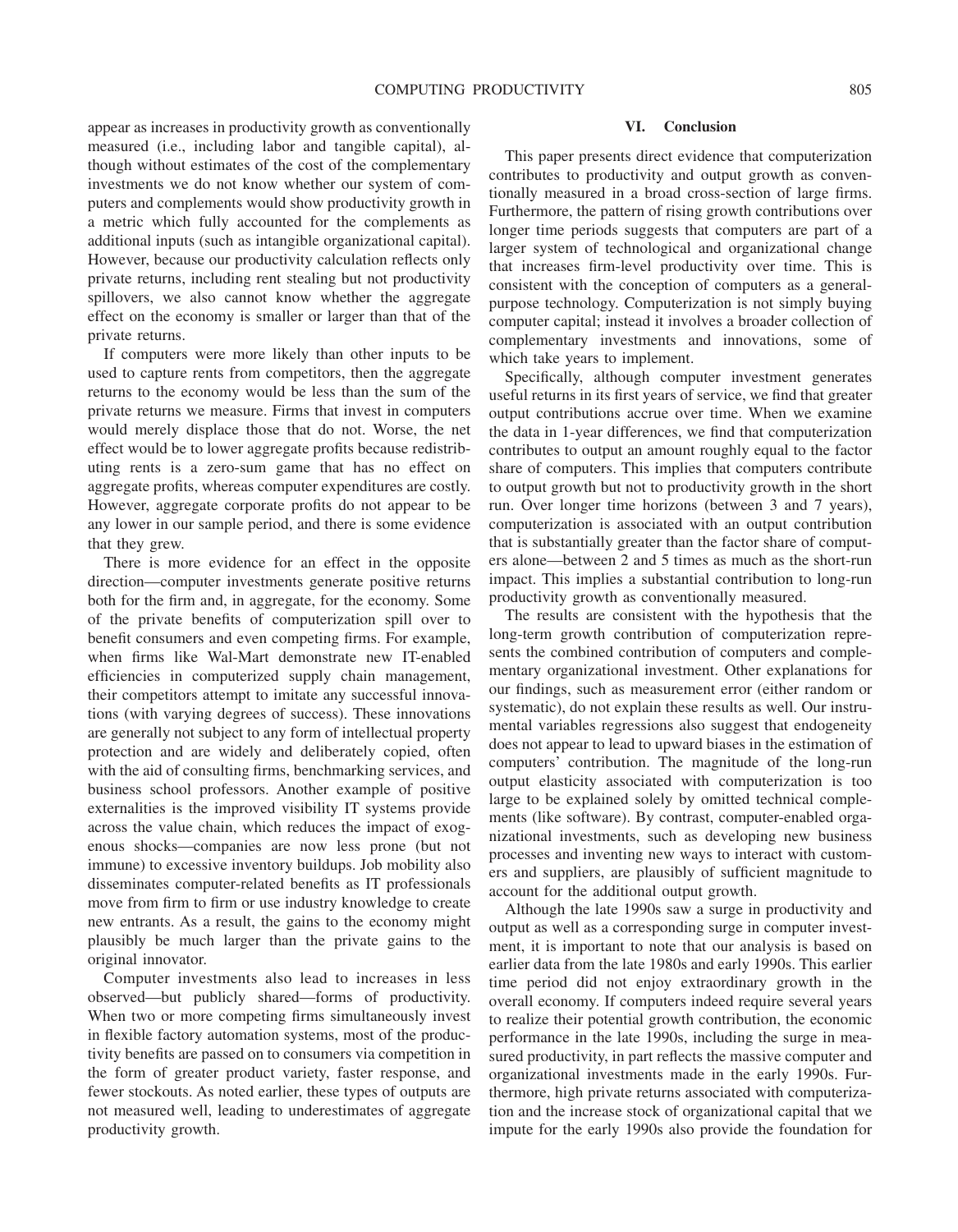appear as increases in productivity growth as conventionally measured (i.e., including labor and tangible capital), although without estimates of the cost of the complementary investments we do not know whether our system of computers and complements would show productivity growth in a metric which fully accounted for the complements as additional inputs (such as intangible organizational capital). However, because our productivity calculation reflects only private returns, including rent stealing but not productivity spillovers, we also cannot know whether the aggregate effect on the economy is smaller or larger than that of the private returns.

If computers were more likely than other inputs to be used to capture rents from competitors, then the aggregate returns to the economy would be less than the sum of the private returns we measure. Firms that invest in computers would merely displace those that do not. Worse, the net effect would be to lower aggregate profits because redistributing rents is a zero-sum game that has no effect on aggregate profits, whereas computer expenditures are costly. However, aggregate corporate profits do not appear to be any lower in our sample period, and there is some evidence that they grew.

There is more evidence for an effect in the opposite direction—computer investments generate positive returns both for the firm and, in aggregate, for the economy. Some of the private benefits of computerization spill over to benefit consumers and even competing firms. For example, when firms like Wal-Mart demonstrate new IT-enabled efficiencies in computerized supply chain management, their competitors attempt to imitate any successful innovations (with varying degrees of success). These innovations are generally not subject to any form of intellectual property protection and are widely and deliberately copied, often with the aid of consulting firms, benchmarking services, and business school professors. Another example of positive externalities is the improved visibility IT systems provide across the value chain, which reduces the impact of exogenous shocks—companies are now less prone (but not immune) to excessive inventory buildups. Job mobility also disseminates computer-related benefits as IT professionals move from firm to firm or use industry knowledge to create new entrants. As a result, the gains to the economy might plausibly be much larger than the private gains to the original innovator.

Computer investments also lead to increases in less observed—but publicly shared—forms of productivity. When two or more competing firms simultaneously invest in flexible factory automation systems, most of the productivity benefits are passed on to consumers via competition in the form of greater product variety, faster response, and fewer stockouts. As noted earlier, these types of outputs are not measured well, leading to underestimates of aggregate productivity growth.

## VI. Conclusion

This paper presents direct evidence that computerization contributes to productivity and output growth as conventionally measured in a broad cross-section of large firms. Furthermore, the pattern of rising growth contributions over longer time periods suggests that computers are part of a larger system of technological and organizational change that increases firm-level productivity over time. This is consistent with the conception of computers as a general-purpose technology. Computerization is not simply buying computer capital; instead it involves a broader collection of complementary investments and innovations, some of which take years to implement.

Specifically, although computer investment generates useful returns in its first years of service, we find that greater output contributions accrue over time. When we examine the data in 1-year differences, we find that computerization contributes to output an amount roughly equal to the factor share of computers. This implies that computers contribute to output growth but not to productivity growth in the short run. Over longer time horizons (between 3 and 7 years), computerization is associated with an output contribution that is substantially greater than the factor share of computers alone—between 2 and 5 times as much as the short-run impact. This implies a substantial contribution to long-run productivity growth as conventionally measured.

The results are consistent with the hypothesis that the long-term growth contribution of computerization represents the combined contribution of computers and complementary organizational investment. Other explanations for our findings, such as measurement error (either random or systematic), do not explain these results as well. Our instrumental variables regressions also suggest that endogeneity does not appear to lead to upward biases in the estimation of computers' contribution. The magnitude of the long-run output elasticity associated with computerization is too large to be explained solely by omitted technical complements (like software). By contrast, computer-enabled organizational investments, such as developing new business processes and inventing new ways to interact with customers and suppliers, are plausibly of sufficient magnitude to account for the additional output growth.

Although the late 1990s saw a surge in productivity and output as well as a corresponding surge in computer investment, it is important to note that our analysis is based on earlier data from the late 1980s and early 1990s. This earlier time period did not enjoy extraordinary growth in the overall economy. If computers indeed require several years to realize their potential growth contribution, the economic performance in the late 1990s, including the surge in measured productivity, in part reflects the massive computer and organizational investments made in the early 1990s. Furthermore, high private returns associated with computerization and the increase stock of organizational capital that we impute for the early 1990s also provide the foundation for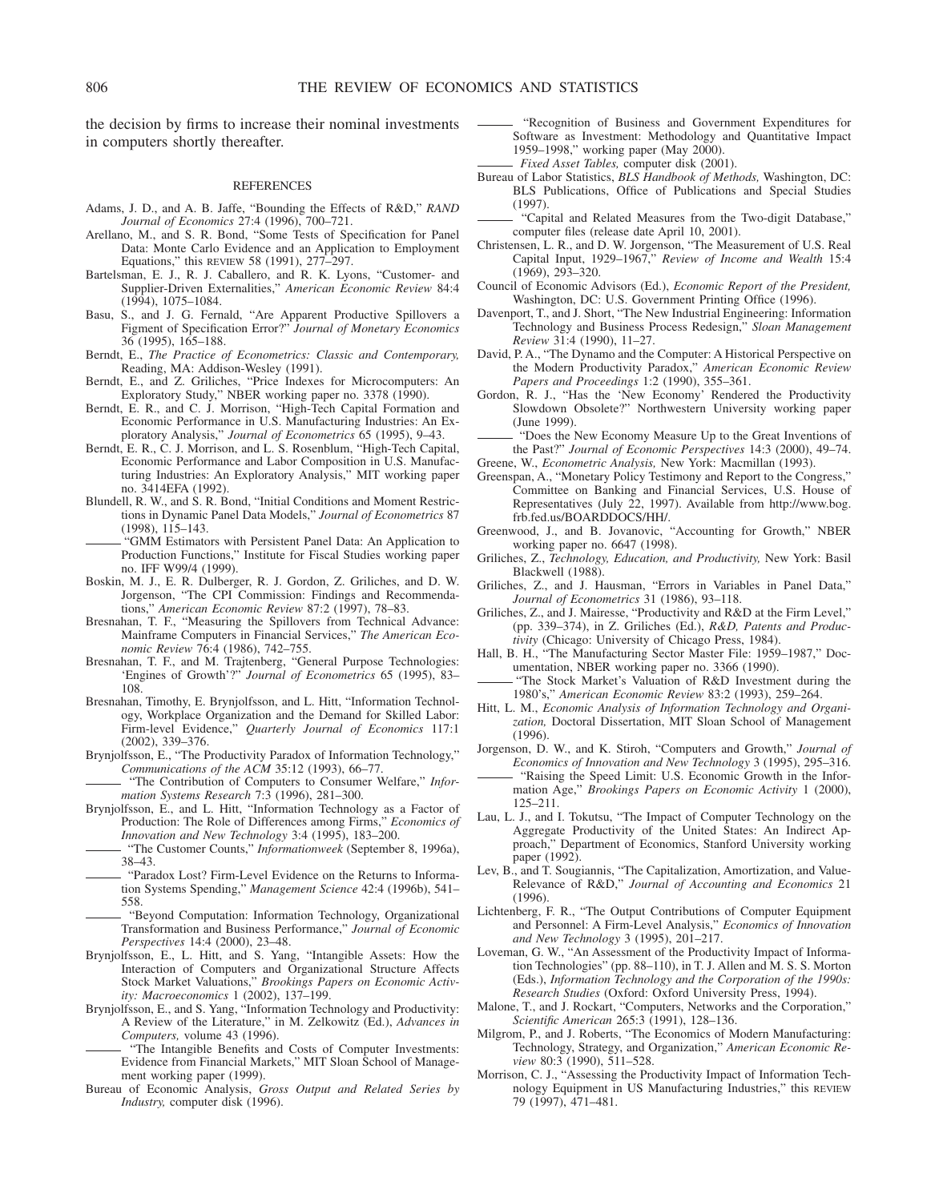the decision by firms to increase their nominal investments in computers shortly thereafter.

## REFERENCES

Adams, J. D., and A. B. Jaffe, "Bounding the Effects of R&D," *RAND Journal of Economics* 27:4 (1996), 700–721.

Arellano, M., and S. R. Bond, "Some Tests of Specification for Panel Data: Monte Carlo Evidence and an Application to Employment Equations," this REVIEW 58 (1991), 277–297.

Bartelsman, E. J., R. J. Caballero, and R. K. Lyons, "Customer- and Supplier-Driven Externalities," *American Economic Review* 84:4 (1994), 1075–1084.

Basu, S., and J. G. Fernald, "Are Apparent Productive Spillovers a Figment of Specification Error?" *Journal of Monetary Economics* 36 (1995), 165–188.

Berndt, E., *The Practice of Econometrics: Classic and Contemporary,* Reading, MA: Addison-Wesley (1991).

Berndt, E., and Z. Griliches, "Price Indexes for Microcomputers: An Exploratory Study," NBER working paper no. 3378 (1990).

Berndt, E. R., and C. J. Morrison, "High-Tech Capital Formation and Economic Performance in U.S. Manufacturing Industries: An Exploratory Analysis," *Journal of Econometrics* 65 (1995), 9–43.

Berndt, E. R., C. J. Morrison, and L. S. Rosenblum, "High-Tech Capital, Economic Performance and Labor Composition in U.S. Manufacturing Industries: An Exploratory Analysis," MIT working paper no. 3414EFA (1992).

Blundell, R. W., and S. R. Bond, "Initial Conditions and Moment Restrictions in Dynamic Panel Data Models," *Journal of Econometrics* 87 (1998), 115–143.

——— "GMM Estimators with Persistent Panel Data: An Application to Production Functions," Institute for Fiscal Studies working paper no. IFF W99/4 (1999).

Boskin, M. J., E. R. Dulberger, R. J. Gordon, Z. Griliches, and D. W. Jorgenson, "The CPI Commission: Findings and Recommendations," *American Economic Review* 87:2 (1997), 78–83.

Bresnahan, T. F., "Measuring the Spillovers from Technical Advance: Mainframe Computers in Financial Services," *The American Economic Review* 76:4 (1986), 742–755.

Bresnahan, T. F., and M. Trajtenberg, "General Purpose Technologies: 'Engines of Growth'?" *Journal of Econometrics* 65 (1995), 83–108.

Bresnahan, Timothy, E. Brynjolfsson, and L. Hitt, "Information Technology, Workplace Organization and the Demand for Skilled Labor: Firm-level Evidence," *Quarterly Journal of Economics* 117:1 (2002), 339–376.

Brynjolfsson, E., "The Productivity Paradox of Information Technology," *Communications of the ACM* 35:12 (1993), 66–77.

——— "The Contribution of Computers to Consumer Welfare," *Information Systems Research* 7:3 (1996), 281–300.

Brynjolfsson, E., and L. Hitt, "Information Technology as a Factor of Production: The Role of Differences among Firms," *Economics of Innovation and New Technology* 3:4 (1995), 183–200.

——— "The Customer Counts," *Informationweek* (September 8, 1996a), 38–43.

——— "Paradox Lost? Firm-Level Evidence on the Returns to Information Systems Spending," *Management Science* 42:4 (1996b), 541–558.

——— "Beyond Computation: Information Technology, Organizational Transformation and Business Performance," *Journal of Economic Perspectives* 14:4 (2000), 23–48.

Brynjolfsson, E., L. Hitt, and S. Yang, "Intangible Assets: How the Interaction of Computers and Organizational Structure Affects Stock Market Valuations," *Brookings Papers on Economic Activity: Macroeconomics* 1 (2002), 137–199.

Brynjolfsson, E., and S. Yang, "Information Technology and Productivity: A Review of the Literature," in M. Zelkowitz (Ed.), *Advances in Computers,* volume 43 (1996).

——— "The Intangible Benefits and Costs of Computer Investments: Evidence from Financial Markets," MIT Sloan School of Management working paper (1999).

Bureau of Economic Analysis, *Gross Output and Related Series by Industry,* computer disk (1996).

——— "Recognition of Business and Government Expenditures for Software as Investment: Methodology and Quantitative Impact 1959–1998," working paper (May 2000).

——— *Fixed Asset Tables,* computer disk (2001).

Bureau of Labor Statistics, *BLS Handbook of Methods,* Washington, DC: BLS Publications, Office of Publications and Special Studies (1997).

——— "Capital and Related Measures from the Two-digit Database," computer files (release date April 10, 2001).

Christensen, L. R., and D. W. Jorgenson, "The Measurement of U.S. Real Capital Input, 1929–1967," *Review of Income and Wealth* 15:4 (1969), 293–320.

Council of Economic Advisors (Ed.), *Economic Report of the President,* Washington, DC: U.S. Government Printing Office (1996).

Davenport, T., and J. Short, "The New Industrial Engineering: Information Technology and Business Process Redesign," *Sloan Management Review* 31:4 (1990), 11–27.

David, P. A., "The Dynamo and the Computer: A Historical Perspective on the Modern Productivity Paradox," *American Economic Review Papers and Proceedings* 1:2 (1990), 355–361.

Gordon, R. J., "Has the 'New Economy' Rendered the Productivity Slowdown Obsolete?" Northwestern University working paper (June 1999).

——— "Does the New Economy Measure Up to the Great Inventions of the Past?" *Journal of Economic Perspectives* 14:3 (2000), 49–74.

Greene, W., *Econometric Analysis,* New York: Macmillan (1993).

Greenspan, A., "Monetary Policy Testimony and Report to the Congress," Committee on Banking and Financial Services, U.S. House of Representatives (July 22, 1997). Available from http://www.bog.frb.fed.us/BOARDDOCS/HH/.

Greenwood, J., and B. Jovanovic, "Accounting for Growth," NBER working paper no. 6647 (1998).

Griliches, Z., *Technology, Education, and Productivity,* New York: Basil Blackwell (1988).

Griliches, Z., and J. Hausman, "Errors in Variables in Panel Data," *Journal of Econometrics* 31 (1986), 93–118.

Griliches, Z., and J. Mairesse, "Productivity and R&D at the Firm Level," (pp. 339–374), in Z. Griliches (Ed.), *R&D, Patents and Productivity* (Chicago: University of Chicago Press, 1984).

Hall, B. H., "The Manufacturing Sector Master File: 1959–1987," Documentation, NBER working paper no. 3366 (1990).

——— "The Stock Market's Valuation of R&D Investment during the 1980's," *American Economic Review* 83:2 (1993), 259–264.

Hitt, L. M., *Economic Analysis of Information Technology and Organization,* Doctoral Dissertation, MIT Sloan School of Management (1996).

Jorgenson, D. W., and K. Stiroh, "Computers and Growth," *Journal of Economics of Innovation and New Technology* 3 (1995), 295–316.

——— "Raising the Speed Limit: U.S. Economic Growth in the Information Age," *Brookings Papers on Economic Activity* 1 (2000), 125–211.

Lau, L. J., and I. Tokutsu, "The Impact of Computer Technology on the Aggregate Productivity of the United States: An Indirect Approach," Department of Economics, Stanford University working paper (1992).

Lev, B., and T. Sougiannis, "The Capitalization, Amortization, and Value-Relevance of R&D," *Journal of Accounting and Economics* 21 (1996).

Lichtenberg, F. R., "The Output Contributions of Computer Equipment and Personnel: A Firm-Level Analysis," *Economics of Innovation and New Technology* 3 (1995), 201–217.

Loveman, G. W., "An Assessment of the Productivity Impact of Information Technologies" (pp. 88–110), in T. J. Allen and M. S. S. Morton (Eds.), *Information Technology and the Corporation of the 1990s: Research Studies* (Oxford: Oxford University Press, 1994).

Malone, T., and J. Rockart, "Computers, Networks and the Corporation," *Scientific American* 265:3 (1991), 128–136.

Milgrom, P., and J. Roberts, "The Economics of Modern Manufacturing: Technology, Strategy, and Organization," *American Economic Review* 80:3 (1990), 511–528.

Morrison, C. J., "Assessing the Productivity Impact of Information Technology Equipment in US Manufacturing Industries," this REVIEW 79 (1997), 471–481.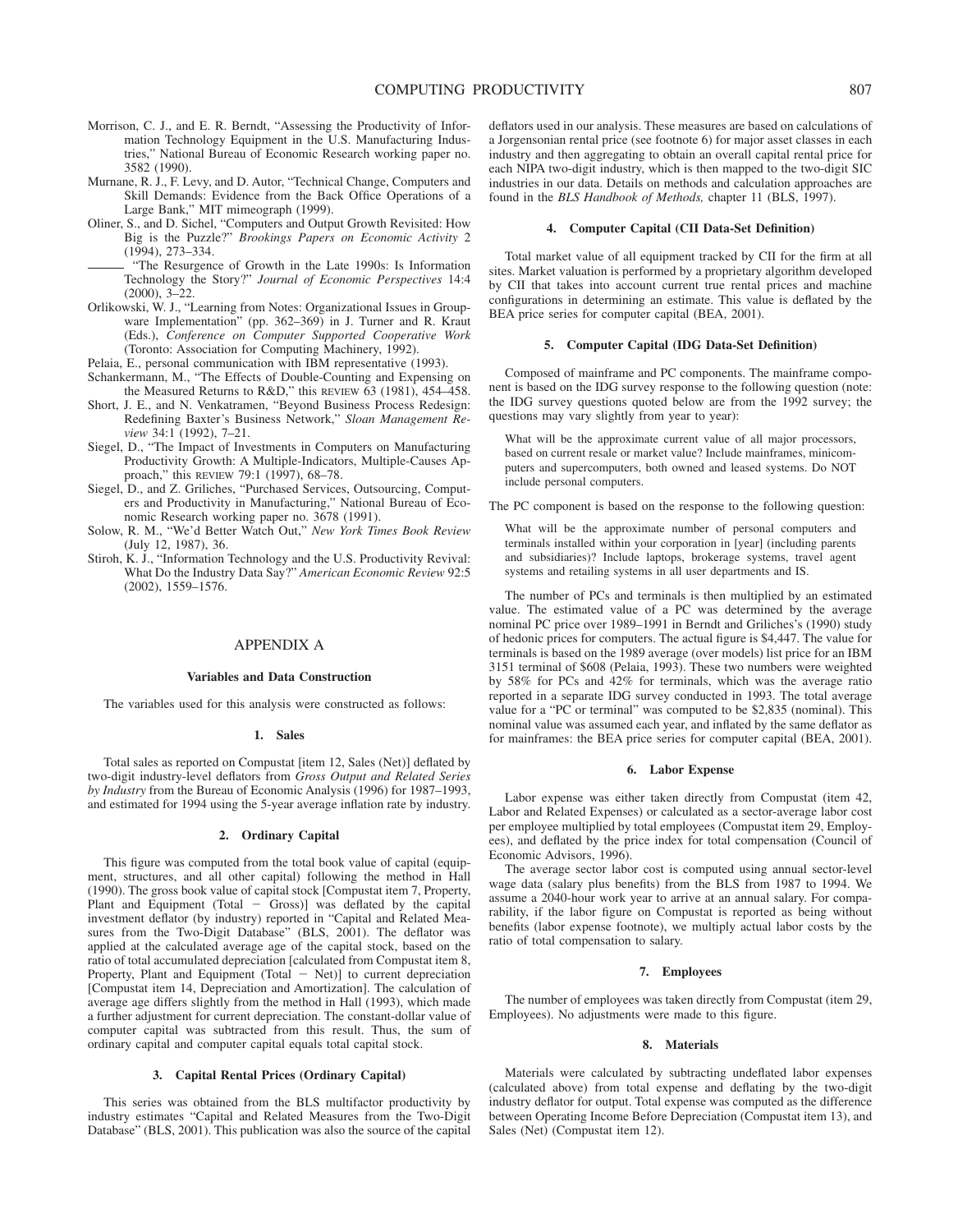Morrison, C. J., and E. R. Berndt, "Assessing the Productivity of Information Technology Equipment in the U.S. Manufacturing Industries," National Bureau of Economic Research working paper no. 3582 (1990).

Murnane, R. J., F. Levy, and D. Autor, "Technical Change, Computers and Skill Demands: Evidence from the Back Office Operations of a Large Bank," MIT mimeograph (1999).

Oliner, S., and D. Sichel, "Computers and Output Growth Revisited: How Big is the Puzzle?" *Brookings Papers on Economic Activity* 2 (1994), 273–334.

——— "The Resurgence of Growth in the Late 1990s: Is Information Technology the Story?" *Journal of Economic Perspectives* 14:4 (2000), 3–22.

Orlikowski, W. J., "Learning from Notes: Organizational Issues in Groupware Implementation" (pp. 362–369) in J. Turner and R. Kraut (Eds.), *Conference on Computer Supported Cooperative Work* (Toronto: Association for Computing Machinery, 1992).

Pelaia, E., personal communication with IBM representative (1993).

Schankermann, M., "The Effects of Double-Counting and Expensing on the Measured Returns to R&D," this REVIEW 63 (1981), 454–458.

Short, J. E., and N. Venkatramen, "Beyond Business Process Redesign: Redefining Baxter's Business Network," *Sloan Management Review* 34:1 (1992), 7–21.

Siegel, D., "The Impact of Investments in Computers on Manufacturing Productivity Growth: A Multiple-Indicators, Multiple-Causes Approach," this REVIEW 79:1 (1997), 68–78.

Siegel, D., and Z. Griliches, "Purchased Services, Outsourcing, Computers and Productivity in Manufacturing," National Bureau of Economic Research working paper no. 3678 (1991).

Solow, R. M., "We'd Better Watch Out," *New York Times Book Review* (July 12, 1987), 36.

Stiroh, K. J., "Information Technology and the U.S. Productivity Revival: What Do the Industry Data Say?" *American Economic Review* 92:5 (2002), 1559–1576.

# APPENDIX A

## Variables and Data Construction

The variables used for this analysis were constructed as follows:

### 1. Sales

Total sales as reported on Compustat [item 12, Sales (Net)] deflated by two-digit industry-level deflators from *Gross Output and Related Series by Industry* from the Bureau of Economic Analysis (1996) for 1987–1993, and estimated for 1994 using the 5-year average inflation rate by industry.

### 2. Ordinary Capital

This figure was computed from the total book value of capital (equipment, structures, and all other capital) following the method in Hall (1990). The gross book value of capital stock [Compustat item 7, Property, Plant and Equipment (Total − Gross)] was deflated by the capital investment deflator (by industry) reported in "Capital and Related Measures from the Two-Digit Database" (BLS, 2001). The deflator was applied at the calculated average age of the capital stock, based on the ratio of total accumulated depreciation [calculated from Compustat item 8, Property, Plant and Equipment (Total − Net)] to current depreciation [Compustat item 14, Depreciation and Amortization]. The calculation of average age differs slightly from the method in Hall (1993), which made a further adjustment for current depreciation. The constant-dollar value of computer capital was subtracted from this result. Thus, the sum of ordinary capital and computer capital equals total capital stock.

### 3. Capital Rental Prices (Ordinary Capital)

This series was obtained from the BLS multifactor productivity by industry estimates "Capital and Related Measures from the Two-Digit Database" (BLS, 2001). This publication was also the source of the capital deflators used in our analysis. These measures are based on calculations of a Jorgensonian rental price (see footnote 6) for major asset classes in each industry and then aggregating to obtain an overall capital rental price for each NIPA two-digit industry, which is then mapped to the two-digit SIC industries in our data. Details on methods and calculation approaches are found in the *BLS Handbook of Methods,* chapter 11 (BLS, 1997).

### 4. Computer Capital (CII Data-Set Definition)

Total market value of all equipment tracked by CII for the firm at all sites. Market valuation is performed by a proprietary algorithm developed by CII that takes into account current true rental prices and machine configurations in determining an estimate. This value is deflated by the BEA price series for computer capital (BEA, 2001).

### 5. Computer Capital (IDG Data-Set Definition)

Composed of mainframe and PC components. The mainframe component is based on the IDG survey response to the following question (note: the IDG survey questions quoted below are from the 1992 survey; the questions may vary slightly from year to year):

> What will be the approximate current value of all major processors, based on current resale or market value? Include mainframes, minicomputers and supercomputers, both owned and leased systems. Do NOT include personal computers.

The PC component is based on the response to the following question:

> What will be the approximate number of personal computers and terminals installed within your corporation in [year] (including parents and subsidiaries)? Include laptops, brokerage systems, travel agent systems and retailing systems in all user departments and IS.

The number of PCs and terminals is then multiplied by an estimated value. The estimated value of a PC was determined by the average nominal PC price over 1989–1991 in Berndt and Griliches's (1990) study of hedonic prices for computers. The actual figure is $4,447. The value for terminals is based on the 1989 average (over models) list price for an IBM 3151 terminal of $608 (Pelaia, 1993). These two numbers were weighted by 58% for PCs and 42% for terminals, which was the average ratio reported in a separate IDG survey conducted in 1993. The total average value for a "PC or terminal" was computed to be $2,835 (nominal). This nominal value was assumed each year, and inflated by the same deflator as for mainframes: the BEA price series for computer capital (BEA, 2001).

### 6. Labor Expense

Labor expense was either taken directly from Compustat (item 42, Labor and Related Expenses) or calculated as a sector-average labor cost per employee multiplied by total employees (Compustat item 29, Employees), and deflated by the price index for total compensation (Council of Economic Advisors, 1996).

The average sector labor cost is computed using annual sector-level wage data (salary plus benefits) from the BLS from 1987 to 1994. We assume a 2040-hour work year to arrive at an annual salary. For comparability, if the labor figure on Compustat is reported as being without benefits (labor expense footnote), we multiply actual labor costs by the ratio of total compensation to salary.

### 7. Employees

The number of employees was taken directly from Compustat (item 29, Employees). No adjustments were made to this figure.

### 8. Materials

Materials were calculated by subtracting undeflated labor expenses (calculated above) from total expense and deflating by the two-digit industry deflator for output. Total expense was computed as the difference between Operating Income Before Depreciation (Compustat item 13), and Sales (Net) (Compustat item 12).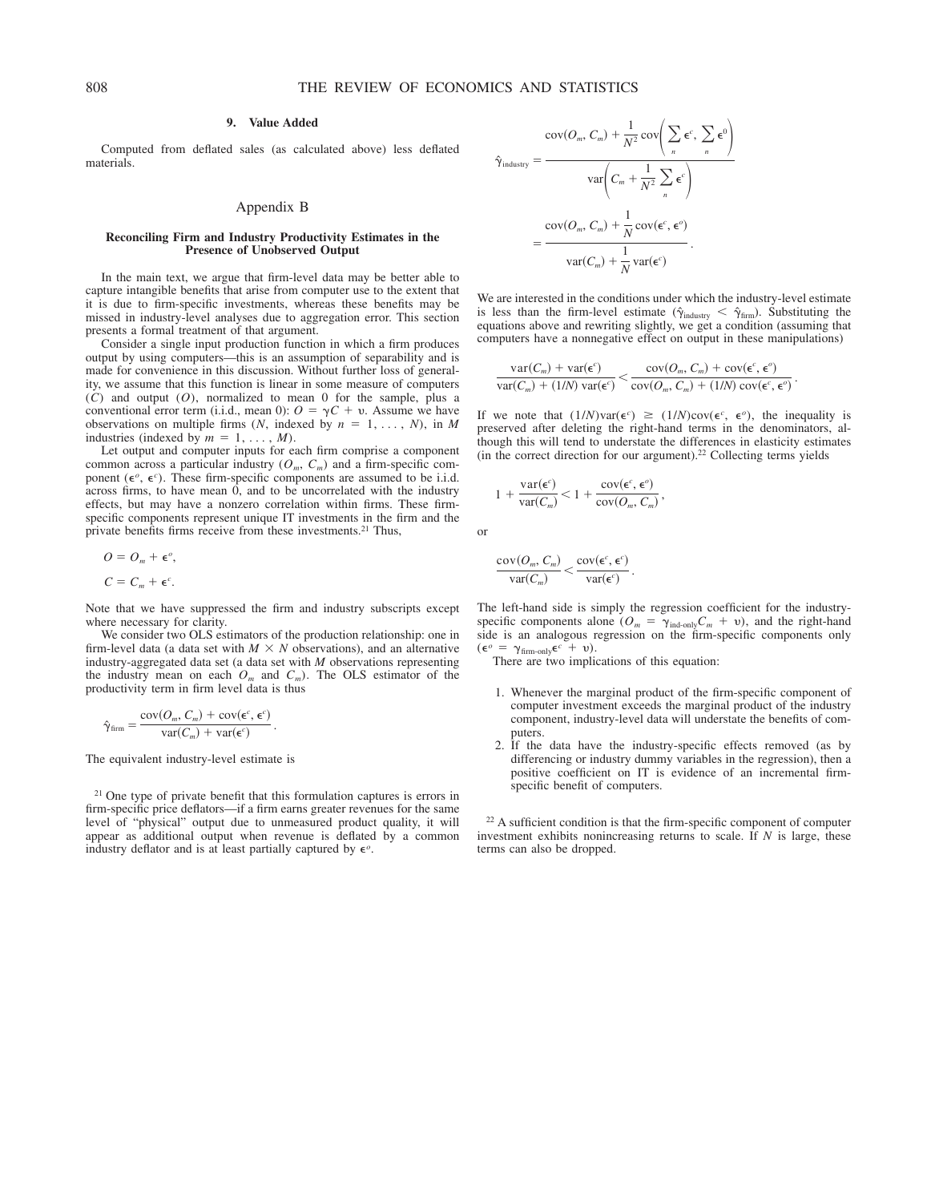### 9. Value Added

Computed from deflated sales (as calculated above) less deflated materials.

## Appendix B

### Reconciling Firm and Industry Productivity Estimates in the Presence of Unobserved Output

In the main text, we argue that firm-level data may be better able to capture intangible benefits that arise from computer use to the extent that it is due to firm-specific investments, whereas these benefits may be missed in industry-level analyses due to aggregation error. This section presents a formal treatment of that argument.

Consider a single input production function in which a firm produces output by using computers—this is an assumption of separability and is made for convenience in this discussion. Without further loss of generality, we assume that this function is linear in some measure of computers ($C$) and output ($O$), normalized to mean 0 for the sample, plus a conventional error term (i.i.d., mean 0): $O = \gamma C + \upsilon$. Assume we have observations on multiple firms ($N$, indexed by $n = 1, \ldots, N$), in $M$ industries (indexed by $m = 1, \ldots, M$).

Let output and computer inputs for each firm comprise a component common across a particular industry ($O_m$, $C_m$) and a firm-specific component ($\epsilon^o$, $\epsilon^c$). These firm-specific components are assumed to be i.i.d. across firms, to have mean 0, and to be uncorrelated with the industry effects, but may have a nonzero correlation within firms. These firm-specific components represent unique IT investments in the firm and the private benefits firms receive from these investments.[21] Thus,

$$O = O_m + \epsilon^o,$$

$$C = C_m + \epsilon^c.$$

Note that we have suppressed the firm and industry subscripts except where necessary for clarity.

We consider two OLS estimators of the production relationship: one in firm-level data (a data set with $M \times N$ observations), and an alternative industry-aggregated data set (a data set with $M$ observations representing the industry mean on each $O_m$ and $C_m$). The OLS estimator of the productivity term in firm level data is thus

$$\hat{\gamma}_{\text{firm}} = \frac{\text{cov}(O_m, C_m) + \text{cov}(\epsilon^c, \epsilon^c)}{\text{var}(C_m) + \text{var}(\epsilon^c)}.$$

The equivalent industry-level estimate is

$$\hat{\gamma}_{\text{industry}} = \frac{\text{cov}(O_m, C_m) + \dfrac{1}{N^2}\text{cov}\left(\sum_n \epsilon^c, \sum_n \epsilon^0\right)}{\text{var}\left(C_m + \dfrac{1}{N^2}\sum_n \epsilon^c\right)}$$

$$= \frac{\text{cov}(O_m, C_m) + \dfrac{1}{N}\text{cov}(\epsilon^c, \epsilon^o)}{\text{var}(C_m) + \dfrac{1}{N}\text{var}(\epsilon^c)}.$$

We are interested in the conditions under which the industry-level estimate is less than the firm-level estimate ($\hat{\gamma}_{\text{industry}} < \hat{\gamma}_{\text{firm}}$). Substituting the equations above and rewriting slightly, we get a condition (assuming that computers have a nonnegative effect on output in these manipulations)

$$\frac{\text{var}(C_m) + \text{var}(\epsilon^c)}{\text{var}(C_m) + (1/N)\,\text{var}(\epsilon^c)} < \frac{\text{cov}(O_m, C_m) + \text{cov}(\epsilon^c, \epsilon^o)}{\text{cov}(O_m, C_m) + (1/N)\,\text{cov}(\epsilon^c, \epsilon^o)}.$$

If we note that $(1/N)\text{var}(\epsilon^c) \geq (1/N)\text{cov}(\epsilon^c, \epsilon^o)$, the inequality is preserved after deleting the right-hand terms in the denominators, although this will tend to understate the differences in elasticity estimates (in the correct direction for our argument).[22] Collecting terms yields

$$1 + \frac{\text{var}(\epsilon^c)}{\text{var}(C_m)} < 1 + \frac{\text{cov}(\epsilon^c, \epsilon^o)}{\text{cov}(O_m, C_m)},$$

or

$$\frac{\text{cov}(O_m, C_m)}{\text{var}(C_m)} < \frac{\text{cov}(\epsilon^c, \epsilon^c)}{\text{var}(\epsilon^c)}.$$

The left-hand side is simply the regression coefficient for the industry-specific components alone ($O_m = \gamma_{\text{ind-only}} C_m + \upsilon$), and the right-hand side is an analogous regression on the firm-specific components only ($\epsilon^o = \gamma_{\text{firm-only}} \epsilon^c + \upsilon$).

There are two implications of this equation:

1. Whenever the marginal product of the firm-specific component of computer investment exceeds the marginal product of the industry component, industry-level data will understate the benefits of computers.
2. If the data have the industry-specific effects removed (as by differencing or industry dummy variables in the regression), then a positive coefficient on IT is evidence of an incremental firm-specific benefit of computers.

[21] One type of private benefit that this formulation captures is errors in firm-specific price deflators—if a firm earns greater revenues for the same level of "physical" output due to unmeasured product quality, it will appear as additional output when revenue is deflated by a common industry deflator and is at least partially captured by $\epsilon^o$.

[22] A sufficient condition is that the firm-specific component of computer investment exhibits nonincreasing returns to scale. If $N$ is large, these terms can also be dropped.